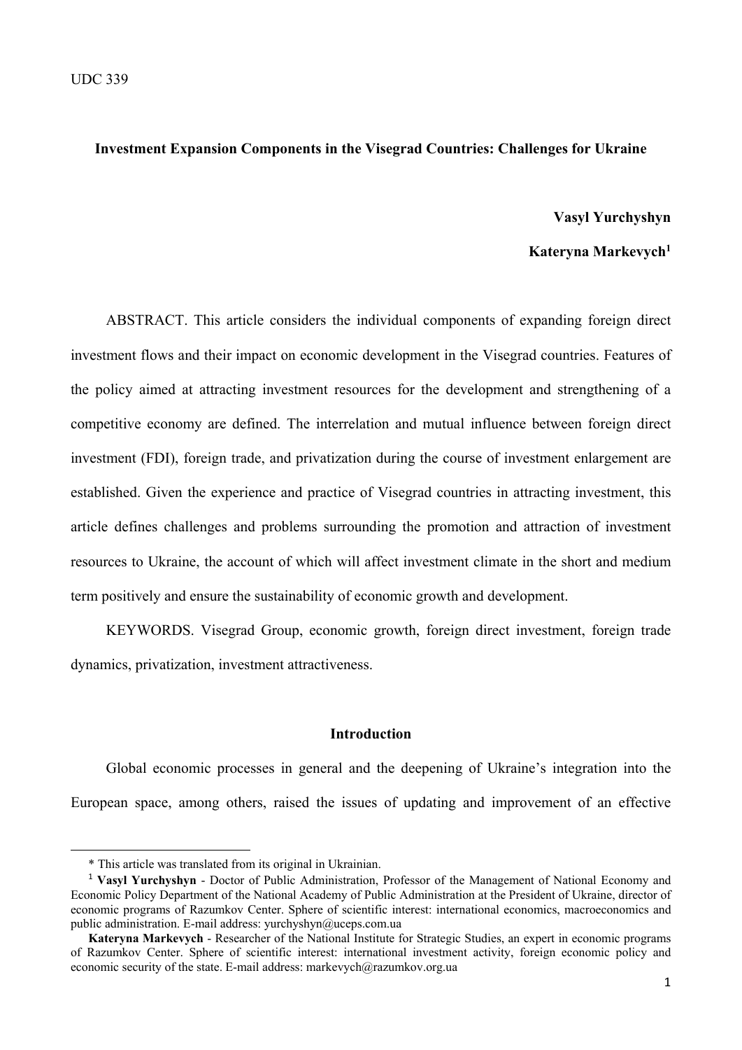UDC 339

# Investment Expansion Components in the Visegrad Countries: Challenges for Ukraine

**Vasyl Yurchyshyn**

**Kateryna Markevych**[1]

ABSTRACT. This article considers the individual components of expanding foreign direct investment flows and their impact on economic development in the Visegrad countries. Features of the policy aimed at attracting investment resources for the development and strengthening of a competitive economy are defined. The interrelation and mutual influence between foreign direct investment (FDI), foreign trade, and privatization during the course of investment enlargement are established. Given the experience and practice of Visegrad countries in attracting investment, this article defines challenges and problems surrounding the promotion and attraction of investment resources to Ukraine, the account of which will affect investment climate in the short and medium term positively and ensure the sustainability of economic growth and development.

KEYWORDS. Visegrad Group, economic growth, foreign direct investment, foreign trade dynamics, privatization, investment attractiveness.

## Introduction

Global economic processes in general and the deepening of Ukraine's integration into the European space, among others, raised the issues of updating and improvement of an effective

---

\* This article was translated from its original in Ukrainian.

[1] **Vasyl Yurchyshyn** - Doctor of Public Administration, Professor of the Management of National Economy and Economic Policy Department of the National Academy of Public Administration at the President of Ukraine, director of economic programs of Razumkov Center. Sphere of scientific interest: international economics, macroeconomics and public administration. E-mail address: yurchyshyn@uceps.com.ua

**Kateryna Markevych** - Researcher of the National Institute for Strategic Studies, an expert in economic programs of Razumkov Center. Sphere of scientific interest: international investment activity, foreign economic policy and economic security of the state. E-mail address: markevych@razumkov.org.ua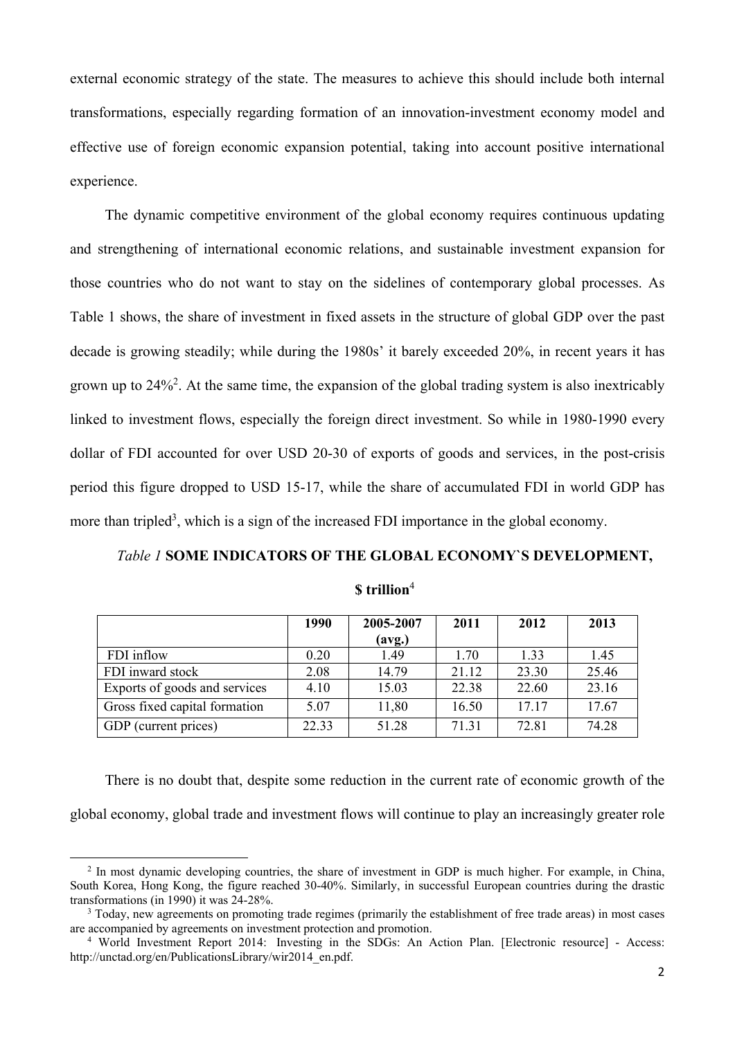external economic strategy of the state. The measures to achieve this should include both internal transformations, especially regarding formation of an innovation-investment economy model and effective use of foreign economic expansion potential, taking into account positive international experience.

The dynamic competitive environment of the global economy requires continuous updating and strengthening of international economic relations, and sustainable investment expansion for those countries who do not want to stay on the sidelines of contemporary global processes. As Table 1 shows, the share of investment in fixed assets in the structure of global GDP over the past decade is growing steadily; while during the 1980s' it barely exceeded 20%, in recent years it has grown up to 24%[2]. At the same time, the expansion of the global trading system is also inextricably linked to investment flows, especially the foreign direct investment. So while in 1980-1990 every dollar of FDI accounted for over USD 20-30 of exports of goods and services, in the post-crisis period this figure dropped to USD 15-17, while the share of accumulated FDI in world GDP has more than tripled[3], which is a sign of the increased FDI importance in the global economy.

*Table 1* **SOME INDICATORS OF THE GLOBAL ECONOMY`S DEVELOPMENT, $ trillion**[4]

| | 1990 | 2005-2007 (avg.) | 2011 | 2012 | 2013 |
|---|---|---|---|---|---|
| FDI inflow | 0.20 | 1.49 | 1.70 | 1.33 | 1.45 |
| FDI inward stock | 2.08 | 14.79 | 21.12 | 23.30 | 25.46 |
| Exports of goods and services | 4.10 | 15.03 | 22.38 | 22.60 | 23.16 |
| Gross fixed capital formation | 5.07 | 11,80 | 16.50 | 17.17 | 17.67 |
| GDP (current prices) | 22.33 | 51.28 | 71.31 | 72.81 | 74.28 |

There is no doubt that, despite some reduction in the current rate of economic growth of the global economy, global trade and investment flows will continue to play an increasingly greater role

---

[2] In most dynamic developing countries, the share of investment in GDP is much higher. For example, in China, South Korea, Hong Kong, the figure reached 30-40%. Similarly, in successful European countries during the drastic transformations (in 1990) it was 24-28%.

[3] Today, new agreements on promoting trade regimes (primarily the establishment of free trade areas) in most cases are accompanied by agreements on investment protection and promotion.

[4] World Investment Report 2014: Investing in the SDGs: An Action Plan. [Electronic resource] - Access: http://unctad.org/en/PublicationsLibrary/wir2014_en.pdf.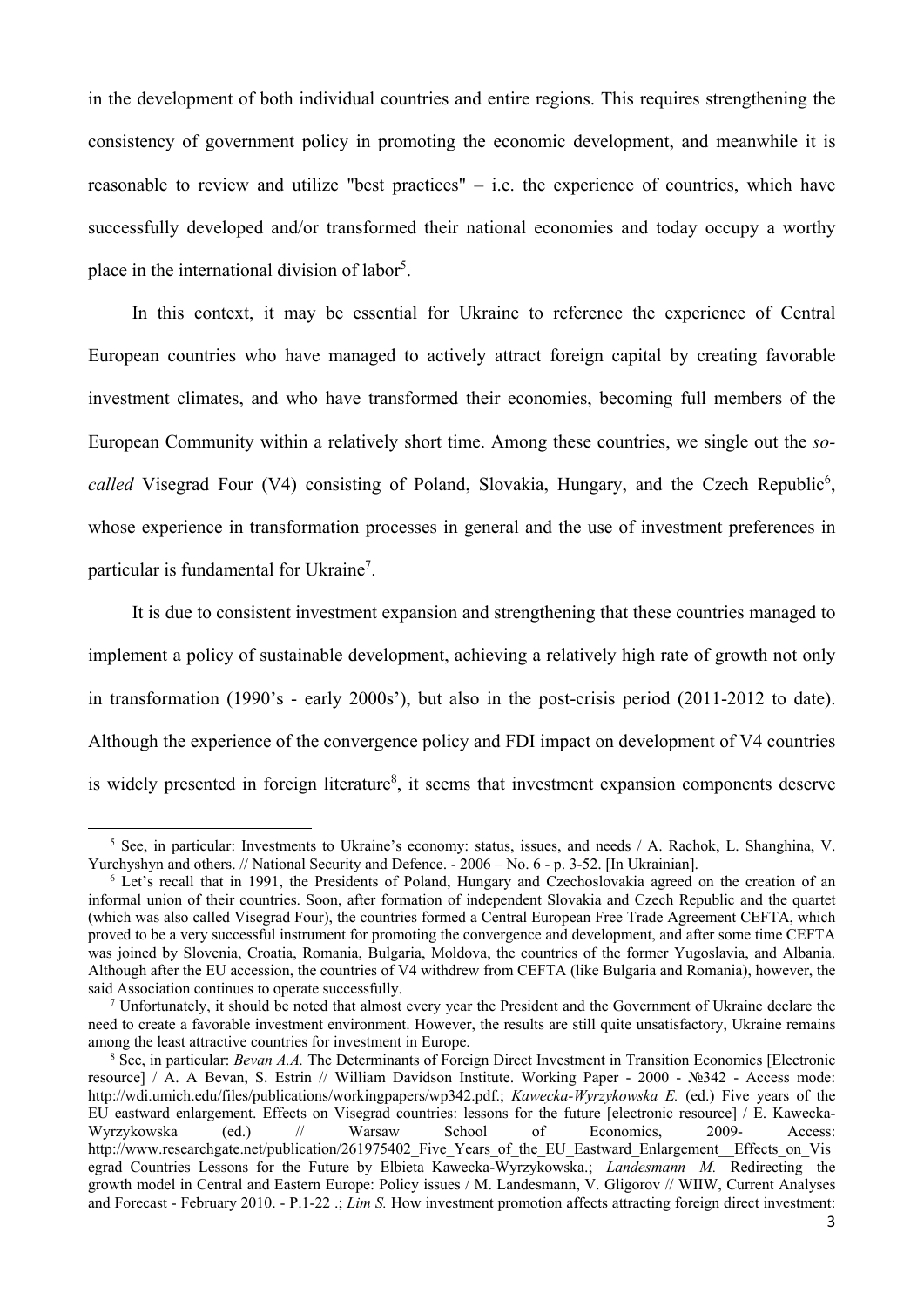in the development of both individual countries and entire regions. This requires strengthening the consistency of government policy in promoting the economic development, and meanwhile it is reasonable to review and utilize "best practices" – i.e. the experience of countries, which have successfully developed and/or transformed their national economies and today occupy a worthy place in the international division of labor[5].

In this context, it may be essential for Ukraine to reference the experience of Central European countries who have managed to actively attract foreign capital by creating favorable investment climates, and who have transformed their economies, becoming full members of the European Community within a relatively short time. Among these countries, we single out the *so-called* Visegrad Four (V4) consisting of Poland, Slovakia, Hungary, and the Czech Republic[6], whose experience in transformation processes in general and the use of investment preferences in particular is fundamental for Ukraine[7].

It is due to consistent investment expansion and strengthening that these countries managed to implement a policy of sustainable development, achieving a relatively high rate of growth not only in transformation (1990's - early 2000s'), but also in the post-crisis period (2011-2012 to date). Although the experience of the convergence policy and FDI impact on development of V4 countries is widely presented in foreign literature[8], it seems that investment expansion components deserve

---

[5] See, in particular: Investments to Ukraine's economy: status, issues, and needs / A. Rachok, L. Shanghina, V. Yurchyshyn and others. // National Security and Defence. - 2006 – No. 6 - p. 3-52. [In Ukrainian].

[6] Let's recall that in 1991, the Presidents of Poland, Hungary and Czechoslovakia agreed on the creation of an informal union of their countries. Soon, after formation of independent Slovakia and Czech Republic and the quartet (which was also called Visegrad Four), the countries formed a Central European Free Trade Agreement CEFTA, which proved to be a very successful instrument for promoting the convergence and development, and after some time CEFTA was joined by Slovenia, Croatia, Romania, Bulgaria, Moldova, the countries of the former Yugoslavia, and Albania. Although after the EU accession, the countries of V4 withdrew from CEFTA (like Bulgaria and Romania), however, the said Association continues to operate successfully.

[7] Unfortunately, it should be noted that almost every year the President and the Government of Ukraine declare the need to create a favorable investment environment. However, the results are still quite unsatisfactory, Ukraine remains among the least attractive countries for investment in Europe.

[8] See, in particular: *Bevan A.A.* The Determinants of Foreign Direct Investment in Transition Economies [Electronic resource] / A. A Bevan, S. Estrin // William Davidson Institute. Working Paper - 2000 - №342 - Access mode: http://wdi.umich.edu/files/publications/workingpapers/wp342.pdf.; *Kawecka-Wyrzykowska E.* (ed.) Five years of the EU eastward enlargement. Effects on Visegrad countries: lessons for the future [electronic resource] / E. Kawecka-Wyrzykowska (ed.) // Warsaw School of Economics, 2009- Access: http://www.researchgate.net/publication/261975402_Five_Years_of_the_EU_Eastward_Enlargement__Effects_on_Visegrad_Countries_Lessons_for_the_Future_by_Elbieta_Kawecka-Wyrzykowska.; *Landesmann M.* Redirecting the growth model in Central and Eastern Europe: Policy issues / M. Landesmann, V. Gligorov // WIIW, Current Analyses and Forecast - February 2010. - P.1-22 .; *Lim S.* How investment promotion affects attracting foreign direct investment: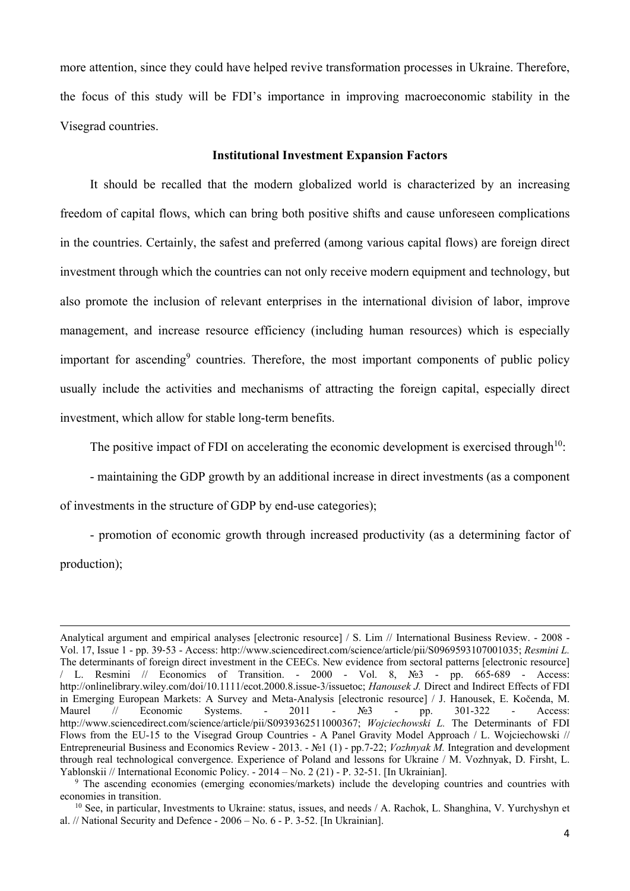more attention, since they could have helped revive transformation processes in Ukraine. Therefore, the focus of this study will be FDI's importance in improving macroeconomic stability in the Visegrad countries.

**Institutional Investment Expansion Factors**

It should be recalled that the modern globalized world is characterized by an increasing freedom of capital flows, which can bring both positive shifts and cause unforeseen complications in the countries. Certainly, the safest and preferred (among various capital flows) are foreign direct investment through which the countries can not only receive modern equipment and technology, but also promote the inclusion of relevant enterprises in the international division of labor, improve management, and increase resource efficiency (including human resources) which is especially important for ascending[9] countries. Therefore, the most important components of public policy usually include the activities and mechanisms of attracting the foreign capital, especially direct investment, which allow for stable long-term benefits.

The positive impact of FDI on accelerating the economic development is exercised through[10]:

- maintaining the GDP growth by an additional increase in direct investments (as a component of investments in the structure of GDP by end-use categories);

- promotion of economic growth through increased productivity (as a determining factor of production);

---

Analytical argument and empirical analyses [electronic resource] / S. Lim // International Business Review. - 2008 - Vol. 17, Issue 1 - pp. 39-53 - Access: http://www.sciencedirect.com/science/article/pii/S0969593107001035; *Resmini L.* The determinants of foreign direct investment in the CEECs. New evidence from sectoral patterns [electronic resource] / L. Resmini // Economics of Transition. - 2000 - Vol. 8, №3 - pp. 665-689 - Access: http://onlinelibrary.wiley.com/doi/10.1111/ecot.2000.8.issue-3/issuetoc; *Hanousek J.* Direct and Indirect Effects of FDI in Emerging European Markets: A Survey and Meta-Analysis [electronic resource] / J. Hanousek, E. Kočenda, M. Maurel // Economic Systems. - 2011 - №3 - pp. 301-322 - Access: http://www.sciencedirect.com/science/article/pii/S0939362511000367; *Wojciechowski L.* The Determinants of FDI Flows from the EU-15 to the Visegrad Group Countries - A Panel Gravity Model Approach / L. Wojciechowski // Entrepreneurial Business and Economics Review - 2013. - №1 (1) - pp.7-22; *Vozhnyak M.* Integration and development through real technological convergence. Experience of Poland and lessons for Ukraine / M. Vozhnyak, D. Firsht, L. Yablonskii // International Economic Policy. - 2014 – No. 2 (21) - P. 32-51. [In Ukrainian].

[9] The ascending economies (emerging economies/markets) include the developing countries and countries with economies in transition.

[10] See, in particular, Investments to Ukraine: status, issues, and needs / A. Rachok, L. Shanghina, V. Yurchyshyn et al. // National Security and Defence - 2006 – No. 6 - P. 3-52. [In Ukrainian].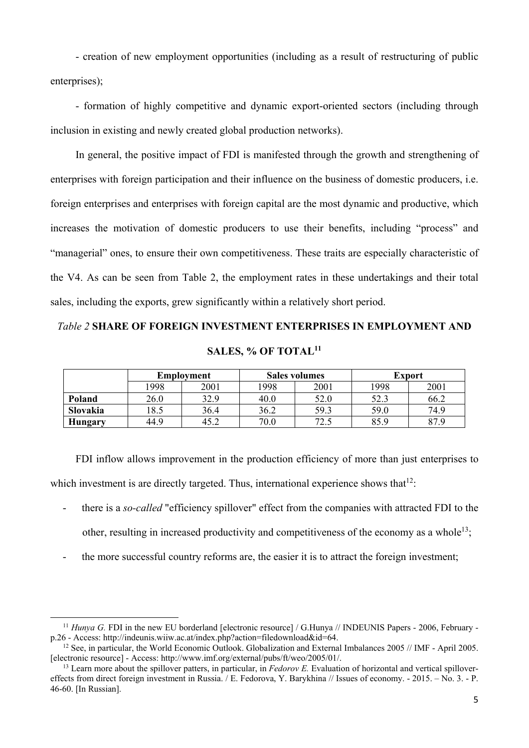- creation of new employment opportunities (including as a result of restructuring of public enterprises);

- formation of highly competitive and dynamic export-oriented sectors (including through inclusion in existing and newly created global production networks).

In general, the positive impact of FDI is manifested through the growth and strengthening of enterprises with foreign participation and their influence on the business of domestic producers, i.e. foreign enterprises and enterprises with foreign capital are the most dynamic and productive, which increases the motivation of domestic producers to use their benefits, including "process" and "managerial" ones, to ensure their own competitiveness. These traits are especially characteristic of the V4. As can be seen from Table 2, the employment rates in these undertakings and their total sales, including the exports, grew significantly within a relatively short period.

*Table 2* **SHARE OF FOREIGN INVESTMENT ENTERPRISES IN EMPLOYMENT AND SALES, % OF TOTAL**[11]

| | **Employment** | | **Sales volumes** | | **Export** | |
|---|---|---|---|---|---|---|
| | 1998 | 2001 | 1998 | 2001 | 1998 | 2001 |
| **Poland** | 26.0 | 32.9 | 40.0 | 52.0 | 52.3 | 66.2 |
| **Slovakia** | 18.5 | 36.4 | 36.2 | 59.3 | 59.0 | 74.9 |
| **Hungary** | 44.9 | 45.2 | 70.0 | 72.5 | 85.9 | 87.9 |

FDI inflow allows improvement in the production efficiency of more than just enterprises to which investment is are directly targeted. Thus, international experience shows that[12]:

- there is a *so-called* "efficiency spillover" effect from the companies with attracted FDI to the other, resulting in increased productivity and competitiveness of the economy as a whole[13];
- the more successful country reforms are, the easier it is to attract the foreign investment;

[11] *Hunya G.* FDI in the new EU borderland [electronic resource] / G.Hunya // INDEUNIS Papers - 2006, February - p.26 - Access: http://indeunis.wiiw.ac.at/index.php?action=filedownload&id=64.

[12] See, in particular, the World Economic Outlook. Globalization and External Imbalances 2005 // IMF - April 2005. [electronic resource] - Access: http://www.imf.org/external/pubs/ft/weo/2005/01/.

[13] Learn more about the spillover patters, in particular, in *Fedorov E.* Evaluation of horizontal and vertical spillover-effects from direct foreign investment in Russia. / E. Fedorova, Y. Barykhina // Issues of economy. - 2015. – No. 3. - P. 46-60. [In Russian].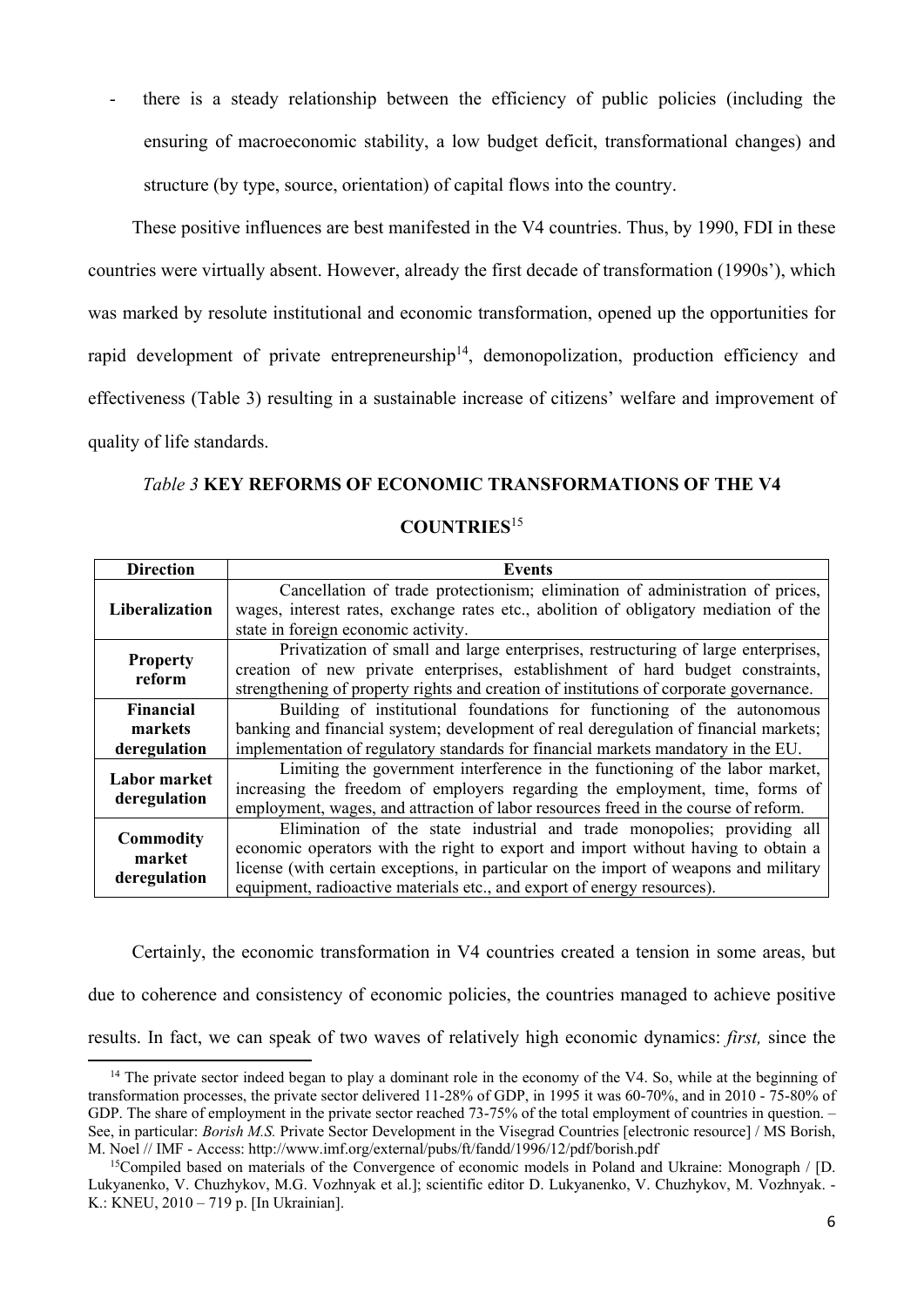- there is a steady relationship between the efficiency of public policies (including the ensuring of macroeconomic stability, a low budget deficit, transformational changes) and structure (by type, source, orientation) of capital flows into the country.

These positive influences are best manifested in the V4 countries. Thus, by 1990, FDI in these countries were virtually absent. However, already the first decade of transformation (1990s'), which was marked by resolute institutional and economic transformation, opened up the opportunities for rapid development of private entrepreneurship[14], demonopolization, production efficiency and effectiveness (Table 3) resulting in a sustainable increase of citizens' welfare and improvement of quality of life standards.

*Table 3* **KEY REFORMS OF ECONOMIC TRANSFORMATIONS OF THE V4 COUNTRIES**[15]

| Direction | Events |
|---|---|
| **Liberalization** | Cancellation of trade protectionism; elimination of administration of prices, wages, interest rates, exchange rates etc., abolition of obligatory mediation of the state in foreign economic activity. |
| **Property reform** | Privatization of small and large enterprises, restructuring of large enterprises, creation of new private enterprises, establishment of hard budget constraints, strengthening of property rights and creation of institutions of corporate governance. |
| **Financial markets deregulation** | Building of institutional foundations for functioning of the autonomous banking and financial system; development of real deregulation of financial markets; implementation of regulatory standards for financial markets mandatory in the EU. |
| **Labor market deregulation** | Limiting the government interference in the functioning of the labor market, increasing the freedom of employers regarding the employment, time, forms of employment, wages, and attraction of labor resources freed in the course of reform. |
| **Commodity market deregulation** | Elimination of the state industrial and trade monopolies; providing all economic operators with the right to export and import without having to obtain a license (with certain exceptions, in particular on the import of weapons and military equipment, radioactive materials etc., and export of energy resources). |

Certainly, the economic transformation in V4 countries created a tension in some areas, but due to coherence and consistency of economic policies, the countries managed to achieve positive results. In fact, we can speak of two waves of relatively high economic dynamics: *first,* since the

[14] The private sector indeed began to play a dominant role in the economy of the V4. So, while at the beginning of transformation processes, the private sector delivered 11-28% of GDP, in 1995 it was 60-70%, and in 2010 - 75-80% of GDP. The share of employment in the private sector reached 73-75% of the total employment of countries in question. – See, in particular: *Borish M.S.* Private Sector Development in the Visegrad Countries [electronic resource] / MS Borish, M. Noel // IMF - Access: http://www.imf.org/external/pubs/ft/fandd/1996/12/pdf/borish.pdf

[15] Compiled based on materials of the Convergence of economic models in Poland and Ukraine: Monograph / [D. Lukyanenko, V. Chuzhykov, M.G. Vozhnyak et al.]; scientific editor D. Lukyanenko, V. Chuzhykov, M. Vozhnyak. - K.: KNEU, 2010 – 719 p. [In Ukrainian].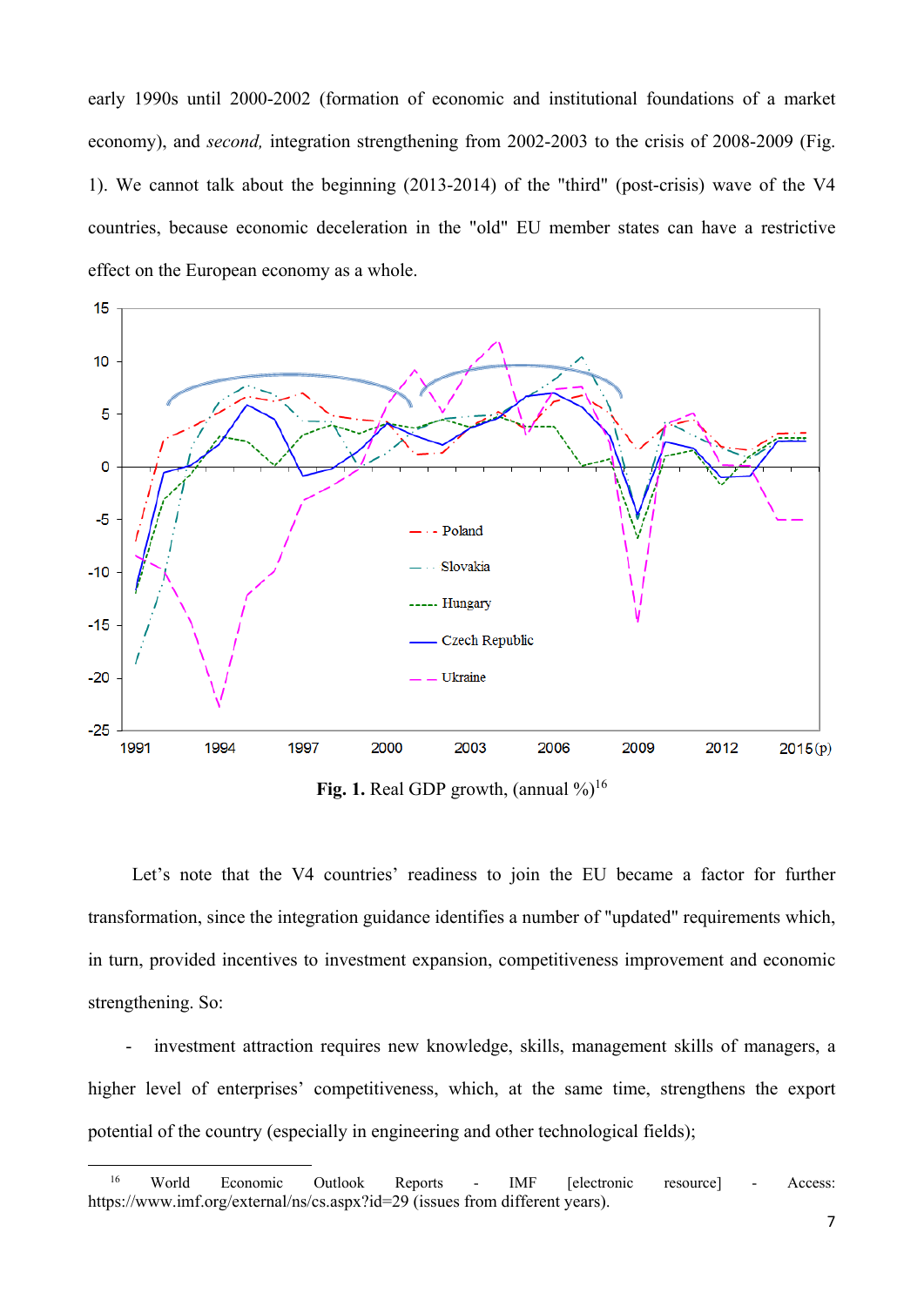early 1990s until 2000-2002 (formation of economic and institutional foundations of a market economy), and *second,* integration strengthening from 2002-2003 to the crisis of 2008-2009 (Fig. 1). We cannot talk about the beginning (2013-2014) of the "third" (post-crisis) wave of the V4 countries, because economic deceleration in the "old" EU member states can have a restrictive effect on the European economy as a whole.

**Fig. 1.** Real GDP growth, (annual %)[16]

Let's note that the V4 countries' readiness to join the EU became a factor for further transformation, since the integration guidance identifies a number of "updated" requirements which, in turn, provided incentives to investment expansion, competitiveness improvement and economic strengthening. So:

- investment attraction requires new knowledge, skills, management skills of managers, a higher level of enterprises' competitiveness, which, at the same time, strengthens the export potential of the country (especially in engineering and other technological fields);

[16] World Economic Outlook Reports - IMF [electronic resource] - Access: https://www.imf.org/external/ns/cs.aspx?id=29 (issues from different years).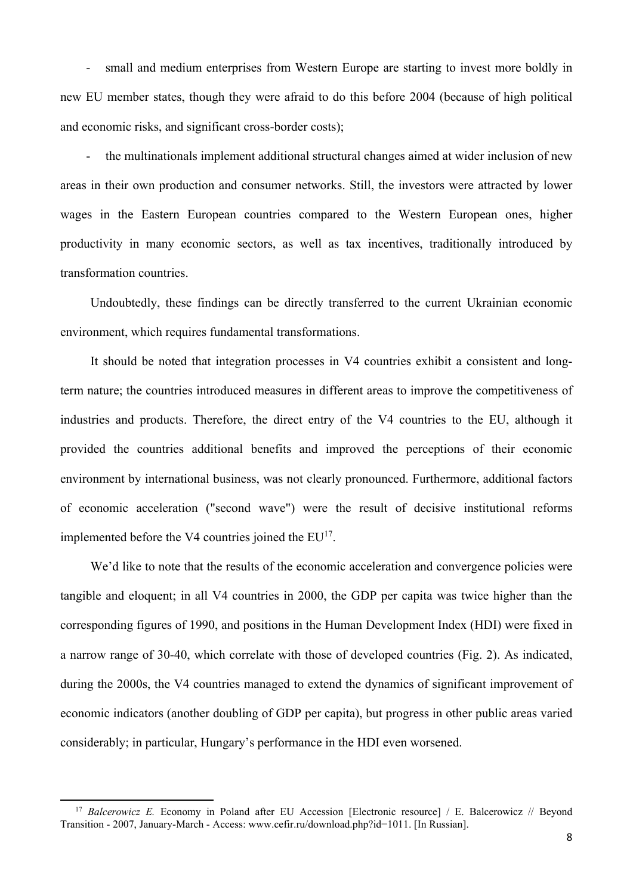- small and medium enterprises from Western Europe are starting to invest more boldly in new EU member states, though they were afraid to do this before 2004 (because of high political and economic risks, and significant cross-border costs);
- the multinationals implement additional structural changes aimed at wider inclusion of new areas in their own production and consumer networks. Still, the investors were attracted by lower wages in the Eastern European countries compared to the Western European ones, higher productivity in many economic sectors, as well as tax incentives, traditionally introduced by transformation countries.

Undoubtedly, these findings can be directly transferred to the current Ukrainian economic environment, which requires fundamental transformations.

It should be noted that integration processes in V4 countries exhibit a consistent and long-term nature; the countries introduced measures in different areas to improve the competitiveness of industries and products. Therefore, the direct entry of the V4 countries to the EU, although it provided the countries additional benefits and improved the perceptions of their economic environment by international business, was not clearly pronounced. Furthermore, additional factors of economic acceleration ("second wave") were the result of decisive institutional reforms implemented before the V4 countries joined the EU[17].

We'd like to note that the results of the economic acceleration and convergence policies were tangible and eloquent; in all V4 countries in 2000, the GDP per capita was twice higher than the corresponding figures of 1990, and positions in the Human Development Index (HDI) were fixed in a narrow range of 30-40, which correlate with those of developed countries (Fig. 2). As indicated, during the 2000s, the V4 countries managed to extend the dynamics of significant improvement of economic indicators (another doubling of GDP per capita), but progress in other public areas varied considerably; in particular, Hungary's performance in the HDI even worsened.

---

[17] *Balcerowicz E.* Economy in Poland after EU Accession [Electronic resource] / E. Balcerowicz // Beyond Transition - 2007, January-March - Access: www.cefir.ru/download.php?id=1011. [In Russian].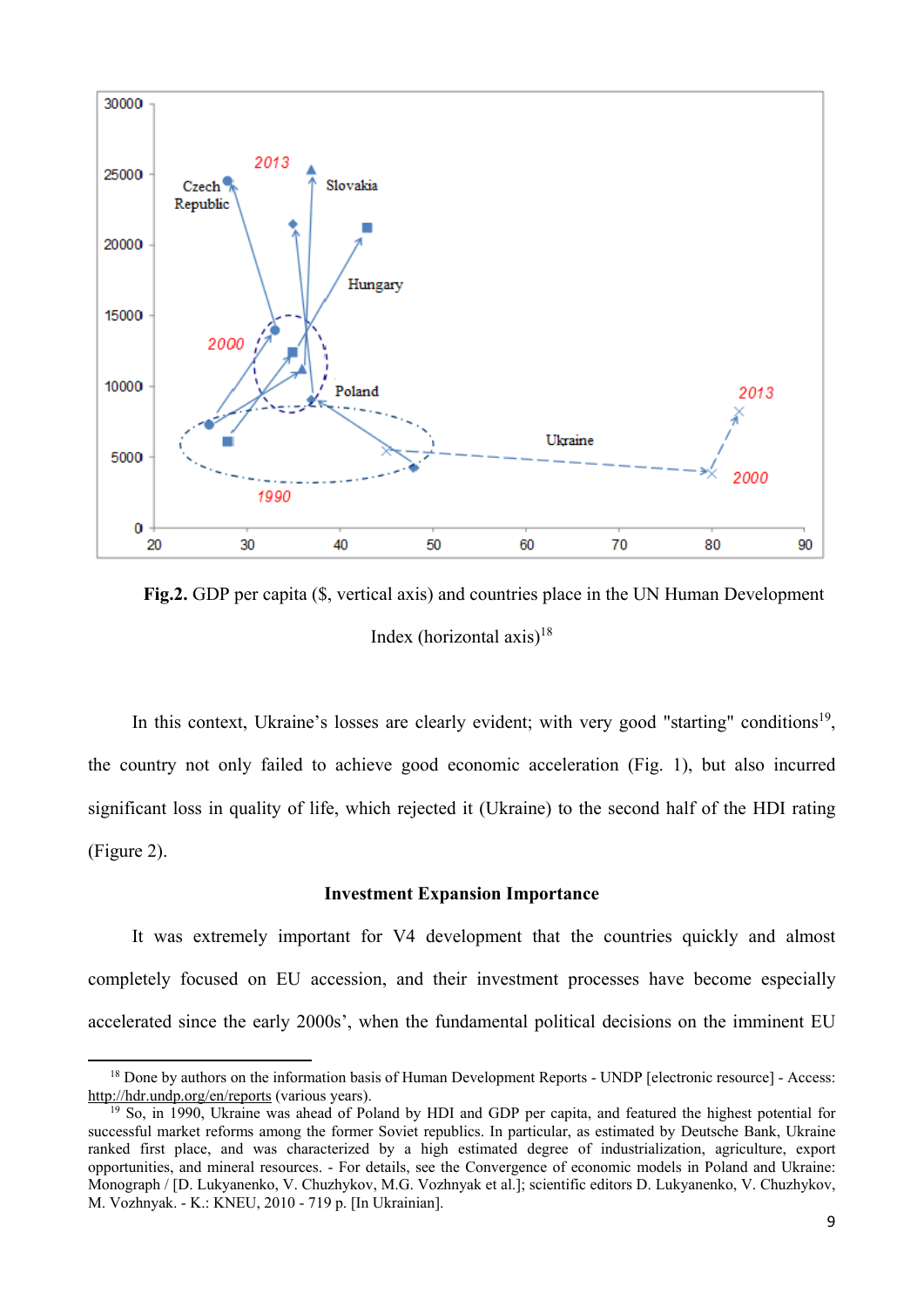**Fig.2.** GDP per capita ($, vertical axis) and countries place in the UN Human Development Index (horizontal axis)[18]

In this context, Ukraine's losses are clearly evident; with very good "starting" conditions[19], the country not only failed to achieve good economic acceleration (Fig. 1), but also incurred significant loss in quality of life, which rejected it (Ukraine) to the second half of the HDI rating (Figure 2).

### Investment Expansion Importance

It was extremely important for V4 development that the countries quickly and almost completely focused on EU accession, and their investment processes have become especially accelerated since the early 2000s', when the fundamental political decisions on the imminent EU

---

[18] Done by authors on the information basis of Human Development Reports - UNDP [electronic resource] - Access: http://hdr.undp.org/en/reports (various years).

[19] So, in 1990, Ukraine was ahead of Poland by HDI and GDP per capita, and featured the highest potential for successful market reforms among the former Soviet republics. In particular, as estimated by Deutsche Bank, Ukraine ranked first place, and was characterized by a high estimated degree of industrialization, agriculture, export opportunities, and mineral resources. - For details, see the Convergence of economic models in Poland and Ukraine: Monograph / [D. Lukyanenko, V. Chuzhykov, M.G. Vozhnyak et al.]; scientific editors D. Lukyanenko, V. Chuzhykov, M. Vozhnyak. - K.: KNEU, 2010 - 719 p. [In Ukrainian].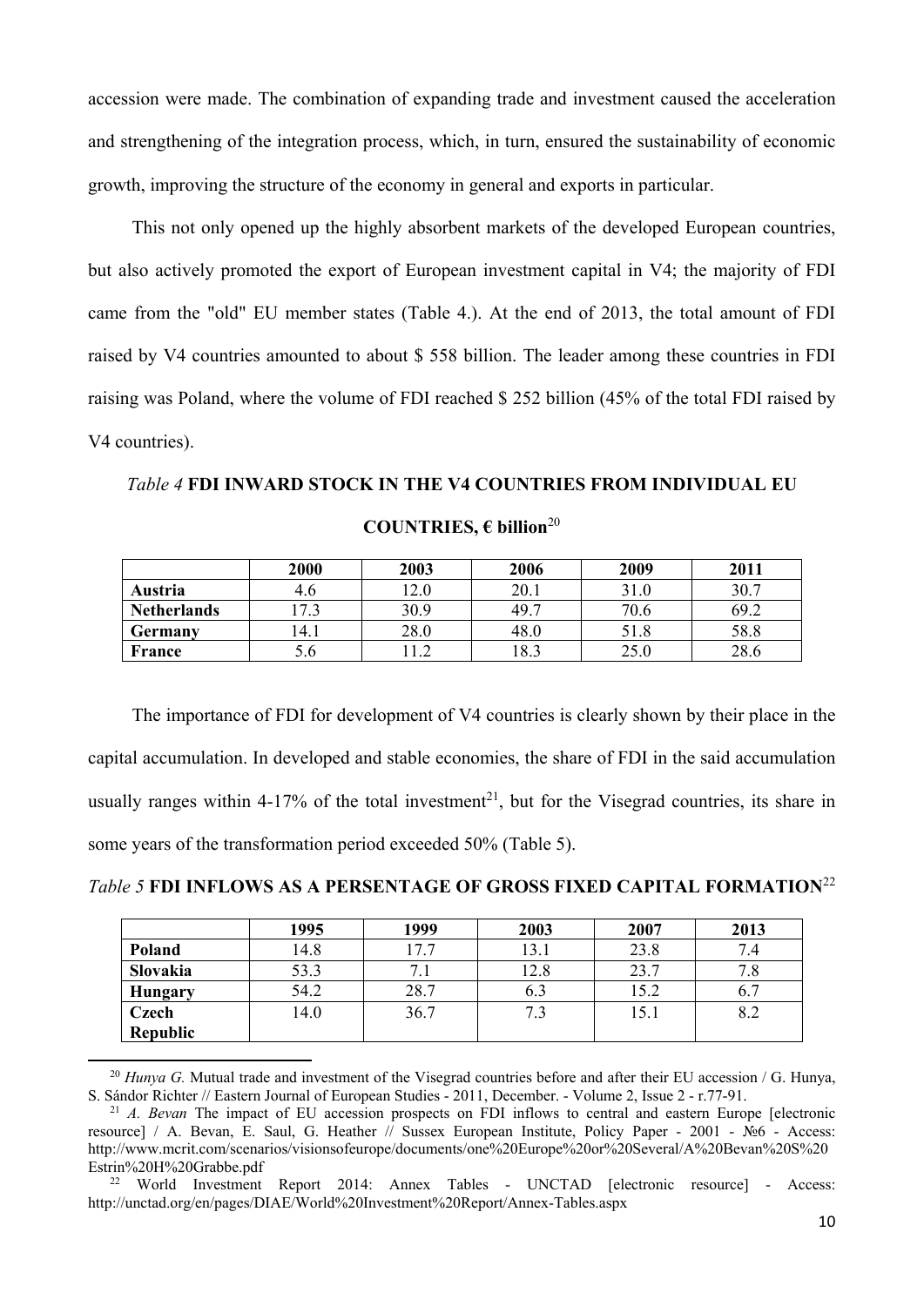accession were made. The combination of expanding trade and investment caused the acceleration and strengthening of the integration process, which, in turn, ensured the sustainability of economic growth, improving the structure of the economy in general and exports in particular.

This not only opened up the highly absorbent markets of the developed European countries, but also actively promoted the export of European investment capital in V4; the majority of FDI came from the "old" EU member states (Table 4.). At the end of 2013, the total amount of FDI raised by V4 countries amounted to about $ 558 billion. The leader among these countries in FDI raising was Poland, where the volume of FDI reached $ 252 billion (45% of the total FDI raised by V4 countries).

*Table 4* **FDI INWARD STOCK IN THE V4 COUNTRIES FROM INDIVIDUAL EU COUNTRIES, € billion**[20]

| | 2000 | 2003 | 2006 | 2009 | 2011 |
|---|---|---|---|---|---|
| **Austria** | 4.6 | 12.0 | 20.1 | 31.0 | 30.7 |
| **Netherlands** | 17.3 | 30.9 | 49.7 | 70.6 | 69.2 |
| **Germany** | 14.1 | 28.0 | 48.0 | 51.8 | 58.8 |
| **France** | 5.6 | 11.2 | 18.3 | 25.0 | 28.6 |

The importance of FDI for development of V4 countries is clearly shown by their place in the capital accumulation. In developed and stable economies, the share of FDI in the said accumulation usually ranges within 4-17% of the total investment[21], but for the Visegrad countries, its share in some years of the transformation period exceeded 50% (Table 5).

*Table 5* **FDI INFLOWS AS A PERSENTAGE OF GROSS FIXED CAPITAL FORMATION**[22]

| | 1995 | 1999 | 2003 | 2007 | 2013 |
|---|---|---|---|---|---|
| **Poland** | 14.8 | 17.7 | 13.1 | 23.8 | 7.4 |
| **Slovakia** | 53.3 | 7.1 | 12.8 | 23.7 | 7.8 |
| **Hungary** | 54.2 | 28.7 | 6.3 | 15.2 | 6.7 |
| **Czech Republic** | 14.0 | 36.7 | 7.3 | 15.1 | 8.2 |

[20] *Hunya G.* Mutual trade and investment of the Visegrad countries before and after their EU accession / G. Hunya, S. Sándor Richter // Eastern Journal of European Studies - 2011, December. - Volume 2, Issue 2 - r.77-91.

[21] *A. Bevan* The impact of EU accession prospects on FDI inflows to central and eastern Europe [electronic resource] / A. Bevan, E. Saul, G. Heather // Sussex European Institute, Policy Paper - 2001 - №6 - Access: http://www.mcrit.com/scenarios/visionsofeurope/documents/one%20Europe%20or%20Several/A%20Bevan%20S%20Estrin%20H%20Grabbe.pdf

[22] World Investment Report 2014: Annex Tables - UNCTAD [electronic resource] - Access: http://unctad.org/en/pages/DIAE/World%20Investment%20Report/Annex-Tables.aspx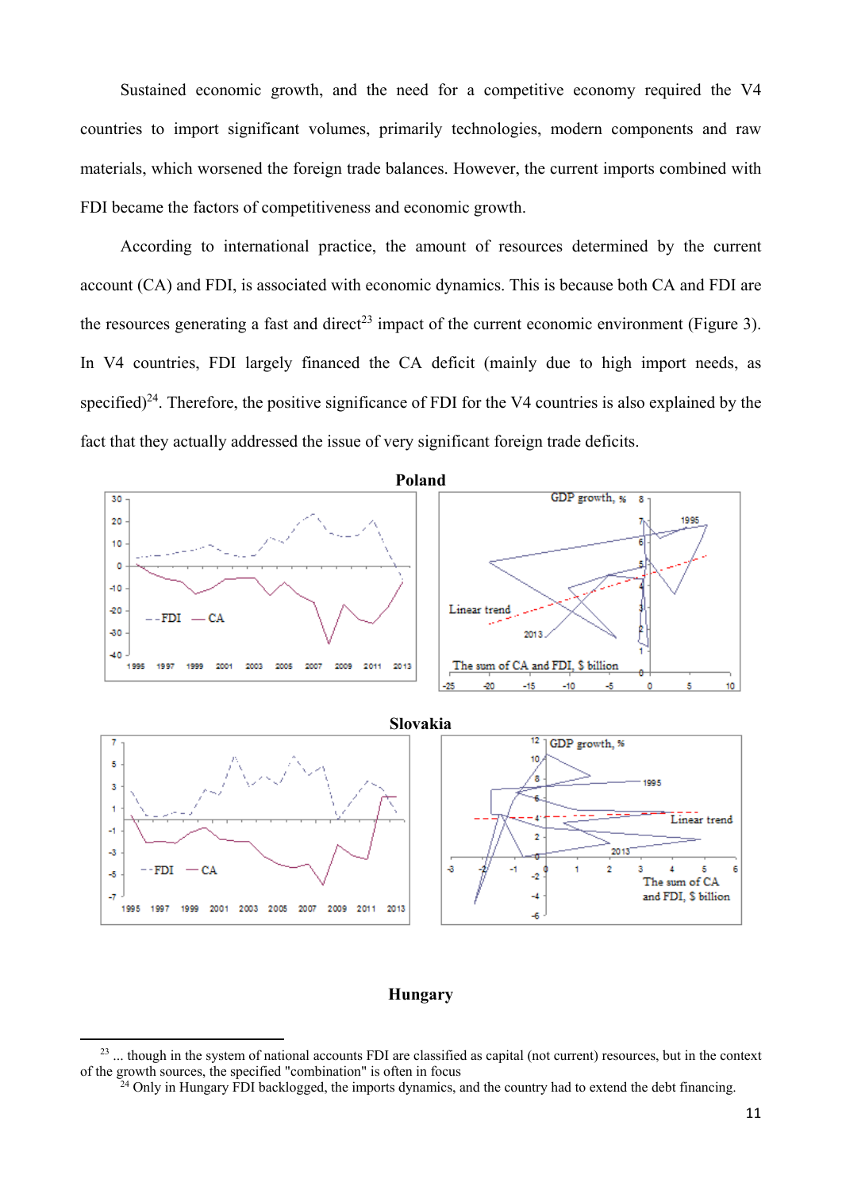Sustained economic growth, and the need for a competitive economy required the V4 countries to import significant volumes, primarily technologies, modern components and raw materials, which worsened the foreign trade balances. However, the current imports combined with FDI became the factors of competitiveness and economic growth.

According to international practice, the amount of resources determined by the current account (CA) and FDI, is associated with economic dynamics. This is because both CA and FDI are the resources generating a fast and direct[23] impact of the current economic environment (Figure 3). In V4 countries, FDI largely financed the CA deficit (mainly due to high import needs, as specified)[24]. Therefore, the positive significance of FDI for the V4 countries is also explained by the fact that they actually addressed the issue of very significant foreign trade deficits.

**Poland**

**Slovakia**

**Hungary**

[23] ... though in the system of national accounts FDI are classified as capital (not current) resources, but in the context of the growth sources, the specified "combination" is often in focus

[24] Only in Hungary FDI backlogged, the imports dynamics, and the country had to extend the debt financing.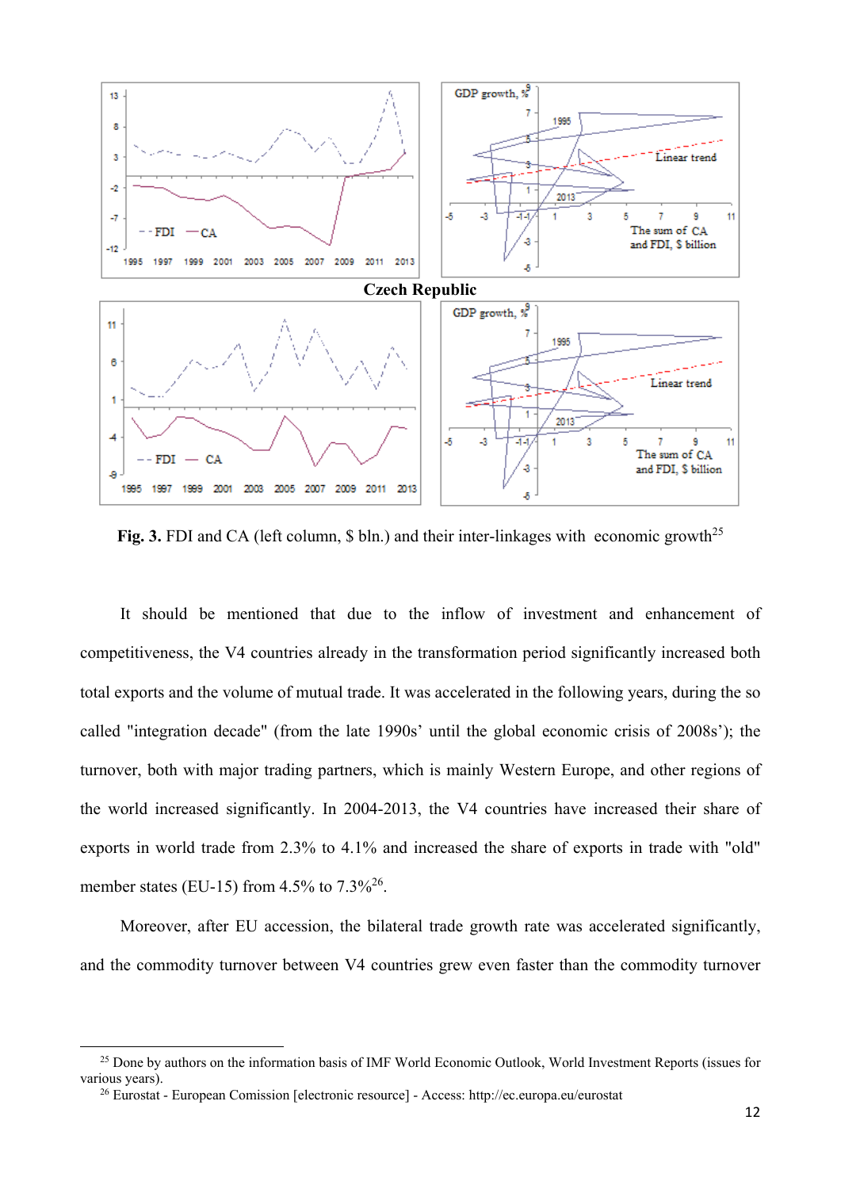**Czech Republic**

**Fig. 3.** FDI and CA (left column, $ bln.) and their inter-linkages with economic growth[25]

It should be mentioned that due to the inflow of investment and enhancement of competitiveness, the V4 countries already in the transformation period significantly increased both total exports and the volume of mutual trade. It was accelerated in the following years, during the so called "integration decade" (from the late 1990s' until the global economic crisis of 2008s'); the turnover, both with major trading partners, which is mainly Western Europe, and other regions of the world increased significantly. In 2004-2013, the V4 countries have increased their share of exports in world trade from 2.3% to 4.1% and increased the share of exports in trade with "old" member states (EU-15) from 4.5% to 7.3%[26].

Moreover, after EU accession, the bilateral trade growth rate was accelerated significantly, and the commodity turnover between V4 countries grew even faster than the commodity turnover

---

[25] Done by authors on the information basis of IMF World Economic Outlook, World Investment Reports (issues for various years).

[26] Eurostat - European Comission [electronic resource] - Access: http://ec.europa.eu/eurostat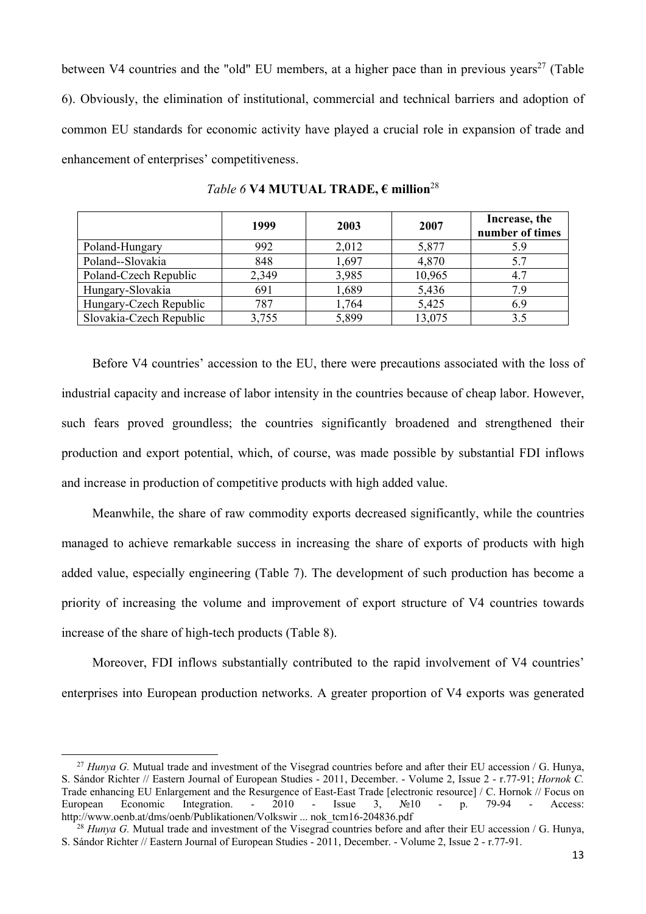between V4 countries and the "old" EU members, at a higher pace than in previous years[27] (Table 6). Obviously, the elimination of institutional, commercial and technical barriers and adoption of common EU standards for economic activity have played a crucial role in expansion of trade and enhancement of enterprises' competitiveness.

*Table 6* **V4 MUTUAL TRADE, € million**[28]

| | 1999 | 2003 | 2007 | Increase, the number of times |
|---|---|---|---|---|
| Poland-Hungary | 992 | 2,012 | 5,877 | 5.9 |
| Poland--Slovakia | 848 | 1,697 | 4,870 | 5.7 |
| Poland-Czech Republic | 2,349 | 3,985 | 10,965 | 4.7 |
| Hungary-Slovakia | 691 | 1,689 | 5,436 | 7.9 |
| Hungary-Czech Republic | 787 | 1,764 | 5,425 | 6.9 |
| Slovakia-Czech Republic | 3,755 | 5,899 | 13,075 | 3.5 |

Before V4 countries' accession to the EU, there were precautions associated with the loss of industrial capacity and increase of labor intensity in the countries because of cheap labor. However, such fears proved groundless; the countries significantly broadened and strengthened their production and export potential, which, of course, was made possible by substantial FDI inflows and increase in production of competitive products with high added value.

Meanwhile, the share of raw commodity exports decreased significantly, while the countries managed to achieve remarkable success in increasing the share of exports of products with high added value, especially engineering (Table 7). The development of such production has become a priority of increasing the volume and improvement of export structure of V4 countries towards increase of the share of high-tech products (Table 8).

Moreover, FDI inflows substantially contributed to the rapid involvement of V4 countries' enterprises into European production networks. A greater proportion of V4 exports was generated

[27] *Hunya G.* Mutual trade and investment of the Visegrad countries before and after their EU accession / G. Hunya, S. Sándor Richter // Eastern Journal of European Studies - 2011, December. - Volume 2, Issue 2 - r.77-91; *Hornok C.* Trade enhancing EU Enlargement and the Resurgence of East-East Trade [electronic resource] / C. Hornok // Focus on European Economic Integration. - 2010 - Issue 3, №10 - p. 79-94 - Access: http://www.oenb.at/dms/oenb/Publikationen/Volkswir ... nok_tcm16-204836.pdf

[28] *Hunya G.* Mutual trade and investment of the Visegrad countries before and after their EU accession / G. Hunya, S. Sándor Richter // Eastern Journal of European Studies - 2011, December. - Volume 2, Issue 2 - r.77-91.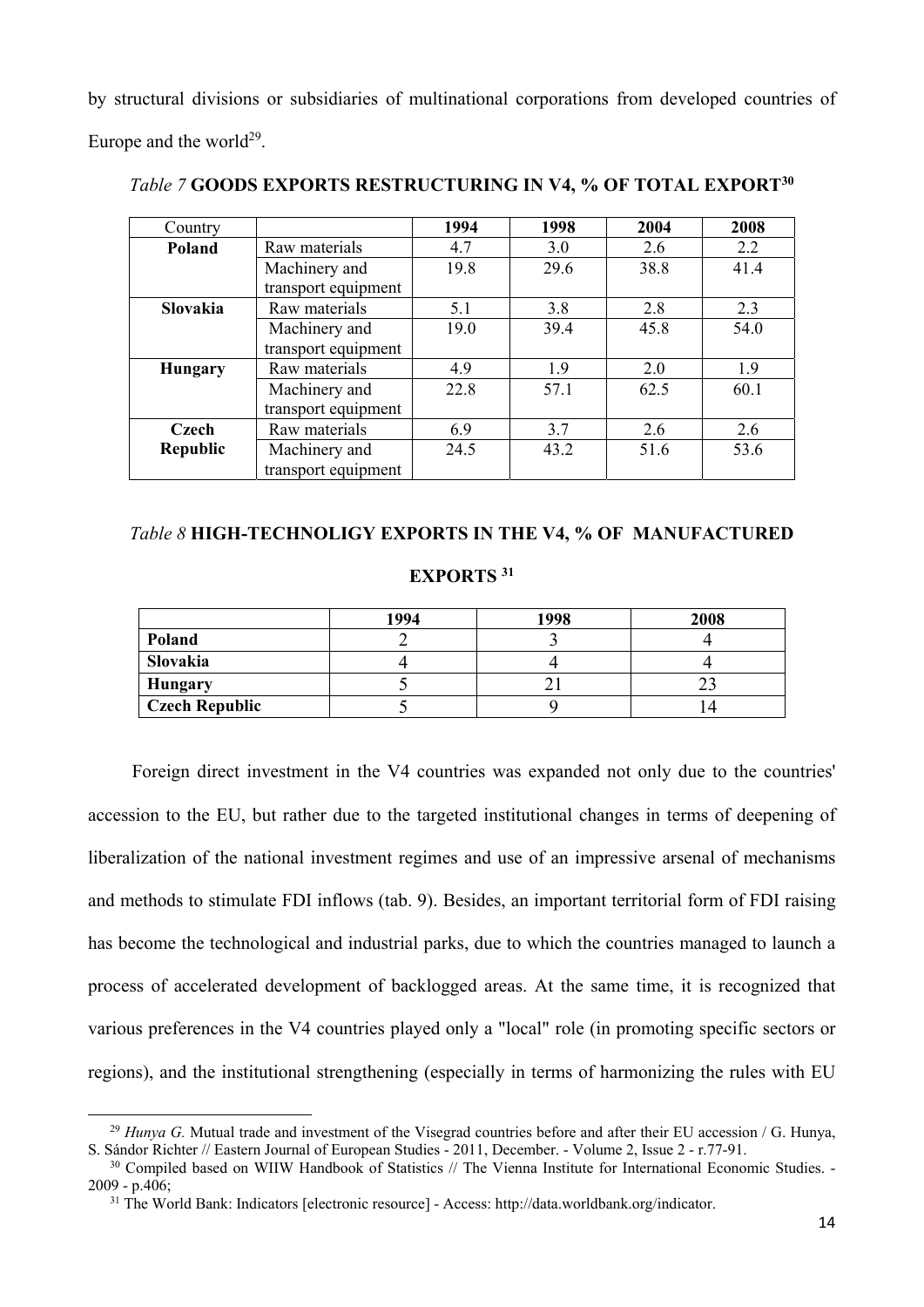by structural divisions or subsidiaries of multinational corporations from developed countries of Europe and the world[29].

*Table 7* **GOODS EXPORTS RESTRUCTURING IN V4, % OF TOTAL EXPORT[30]**

| Country | | 1994 | 1998 | 2004 | 2008 |
|---|---|---|---|---|---|
| **Poland** | Raw materials | 4.7 | 3.0 | 2.6 | 2.2 |
| | Machinery and transport equipment | 19.8 | 29.6 | 38.8 | 41.4 |
| **Slovakia** | Raw materials | 5.1 | 3.8 | 2.8 | 2.3 |
| | Machinery and transport equipment | 19.0 | 39.4 | 45.8 | 54.0 |
| **Hungary** | Raw materials | 4.9 | 1.9 | 2.0 | 1.9 |
| | Machinery and transport equipment | 22.8 | 57.1 | 62.5 | 60.1 |
| **Czech Republic** | Raw materials | 6.9 | 3.7 | 2.6 | 2.6 |
| | Machinery and transport equipment | 24.5 | 43.2 | 51.6 | 53.6 |

*Table 8* **HIGH-TECHNOLIGY EXPORTS IN THE V4, % OF MANUFACTURED EXPORTS [31]**

| | 1994 | 1998 | 2008 |
|---|---|---|---|
| **Poland** | 2 | 3 | 4 |
| **Slovakia** | 4 | 4 | 4 |
| **Hungary** | 5 | 21 | 23 |
| **Czech Republic** | 5 | 9 | 14 |

Foreign direct investment in the V4 countries was expanded not only due to the countries' accession to the EU, but rather due to the targeted institutional changes in terms of deepening of liberalization of the national investment regimes and use of an impressive arsenal of mechanisms and methods to stimulate FDI inflows (tab. 9). Besides, an important territorial form of FDI raising has become the technological and industrial parks, due to which the countries managed to launch a process of accelerated development of backlogged areas. At the same time, it is recognized that various preferences in the V4 countries played only a "local" role (in promoting specific sectors or regions), and the institutional strengthening (especially in terms of harmonizing the rules with EU

---

[29] *Hunya G.* Mutual trade and investment of the Visegrad countries before and after their EU accession / G. Hunya, S. Sándor Richter // Eastern Journal of European Studies - 2011, December. - Volume 2, Issue 2 - r.77-91.

[30] Compiled based on WIIW Handbook of Statistics // The Vienna Institute for International Economic Studies. - 2009 - p.406;

[31] The World Bank: Indicators [electronic resource] - Access: http://data.worldbank.org/indicator.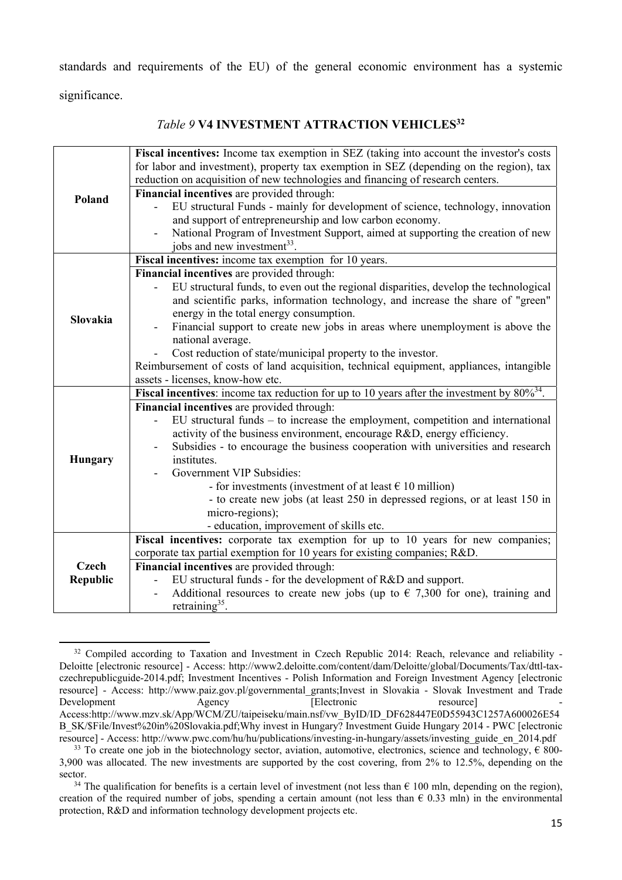standards and requirements of the EU) of the general economic environment has a systemic significance.

*Table 9* **V4 INVESTMENT ATTRACTION VEHICLES**[32]

| | |
|---|---|
| **Poland** | **Fiscal incentives:** Income tax exemption in SEZ (taking into account the investor's costs for labor and investment), property tax exemption in SEZ (depending on the region), tax reduction on acquisition of new technologies and financing of research centers. |
| | **Financial incentives** are provided through:<br>- EU structural Funds - mainly for development of science, technology, innovation and support of entrepreneurship and low carbon economy.<br>- National Program of Investment Support, aimed at supporting the creation of new jobs and new investment[33]. |
| **Slovakia** | **Fiscal incentives:** income tax exemption for 10 years. |
| | **Financial incentives** are provided through:<br>- EU structural funds, to even out the regional disparities, develop the technological and scientific parks, information technology, and increase the share of "green" energy in the total energy consumption.<br>- Financial support to create new jobs in areas where unemployment is above the national average.<br>- Cost reduction of state/municipal property to the investor.<br>Reimbursement of costs of land acquisition, technical equipment, appliances, intangible assets - licenses, know-how etc. |
| **Hungary** | **Fiscal incentives**: income tax reduction for up to 10 years after the investment by 80%[34]. |
| | **Financial incentives** are provided through:<br>- EU structural funds – to increase the employment, competition and international activity of the business environment, encourage R&D, energy efficiency.<br>- Subsidies - to encourage the business cooperation with universities and research institutes.<br>- Government VIP Subsidies:<br>- for investments (investment of at least € 10 million)<br>- to create new jobs (at least 250 in depressed regions, or at least 150 in micro-regions);<br>- education, improvement of skills etc. |
| **Czech Republic** | **Fiscal incentives:** corporate tax exemption for up to 10 years for new companies; corporate tax partial exemption for 10 years for existing companies; R&D. |
| | **Financial incentives** are provided through:<br>- EU structural funds - for the development of R&D and support.<br>- Additional resources to create new jobs (up to € 7,300 for one), training and retraining[35]. |

[32] Compiled according to Taxation and Investment in Czech Republic 2014: Reach, relevance and reliability - Deloitte [electronic resource] - Access: http://www2.deloitte.com/content/dam/Deloitte/global/Documents/Tax/dttl-tax-czechrepublicguide-2014.pdf; Investment Incentives - Polish Information and Foreign Investment Agency [electronic resource] - Access: http://www.paiz.gov.pl/governmental_grants;Invest in Slovakia - Slovak Investment and Trade Development Agency [Electronic resource] - Access:http://www.mzv.sk/App/WCM/ZU/taipeiseku/main.nsf/vw_ByID/ID_DF628447E0D55943C1257A600026E54B_SK/$File/Invest%20in%20Slovakia.pdf;Why invest in Hungary? Investment Guide Hungary 2014 - PWC [electronic resource] - Access: http://www.pwc.com/hu/hu/publications/investing-in-hungary/assets/investing_guide_en_2014.pdf

[33] To create one job in the biotechnology sector, aviation, automotive, electronics, science and technology, € 800-3,900 was allocated. The new investments are supported by the cost covering, from 2% to 12.5%, depending on the sector.

[34] The qualification for benefits is a certain level of investment (not less than € 100 mln, depending on the region), creation of the required number of jobs, spending a certain amount (not less than € 0.33 mln) in the environmental protection, R&D and information technology development projects etc.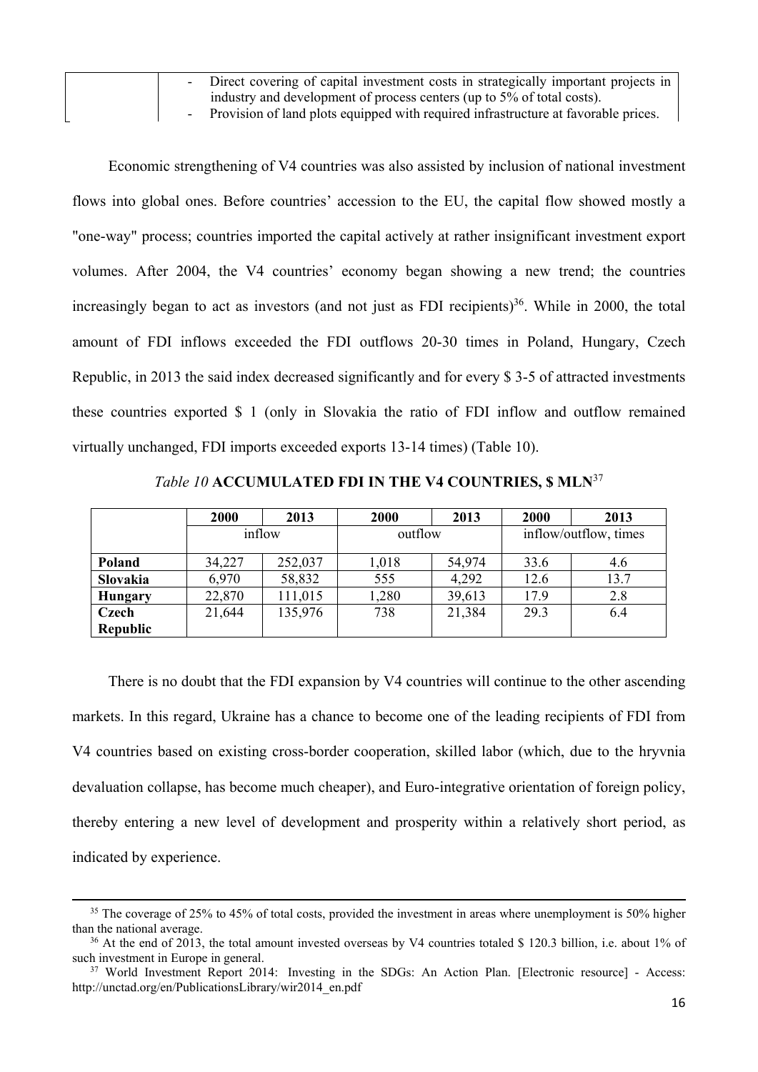| | - Direct covering of capital investment costs in strategically important projects in industry and development of process centers (up to 5% of total costs).<br>- Provision of land plots equipped with required infrastructure at favorable prices. |
|---|---|

Economic strengthening of V4 countries was also assisted by inclusion of national investment flows into global ones. Before countries' accession to the EU, the capital flow showed mostly a "one-way" process; countries imported the capital actively at rather insignificant investment export volumes. After 2004, the V4 countries' economy began showing a new trend; the countries increasingly began to act as investors (and not just as FDI recipients)[36]. While in 2000, the total amount of FDI inflows exceeded the FDI outflows 20-30 times in Poland, Hungary, Czech Republic, in 2013 the said index decreased significantly and for every $ 3-5 of attracted investments these countries exported $ 1 (only in Slovakia the ratio of FDI inflow and outflow remained virtually unchanged, FDI imports exceeded exports 13-14 times) (Table 10).

*Table 10* **ACCUMULATED FDI IN THE V4 COUNTRIES, $ MLN**[37]

| | **2000** | **2013** | **2000** | **2013** | **2000** | **2013** |
|---|---|---|---|---|---|---|
| | inflow | | outflow | | inflow/outflow, times | |
| **Poland** | 34,227 | 252,037 | 1,018 | 54,974 | 33.6 | 4.6 |
| **Slovakia** | 6,970 | 58,832 | 555 | 4,292 | 12.6 | 13.7 |
| **Hungary** | 22,870 | 111,015 | 1,280 | 39,613 | 17.9 | 2.8 |
| **Czech Republic** | 21,644 | 135,976 | 738 | 21,384 | 29.3 | 6.4 |

There is no doubt that the FDI expansion by V4 countries will continue to the other ascending markets. In this regard, Ukraine has a chance to become one of the leading recipients of FDI from V4 countries based on existing cross-border cooperation, skilled labor (which, due to the hryvnia devaluation collapse, has become much cheaper), and Euro-integrative orientation of foreign policy, thereby entering a new level of development and prosperity within a relatively short period, as indicated by experience.

---

[35] The coverage of 25% to 45% of total costs, provided the investment in areas where unemployment is 50% higher than the national average.

[36] At the end of 2013, the total amount invested overseas by V4 countries totaled $ 120.3 billion, i.e. about 1% of such investment in Europe in general.

[37] World Investment Report 2014: Investing in the SDGs: An Action Plan. [Electronic resource] - Access: http://unctad.org/en/PublicationsLibrary/wir2014_en.pdf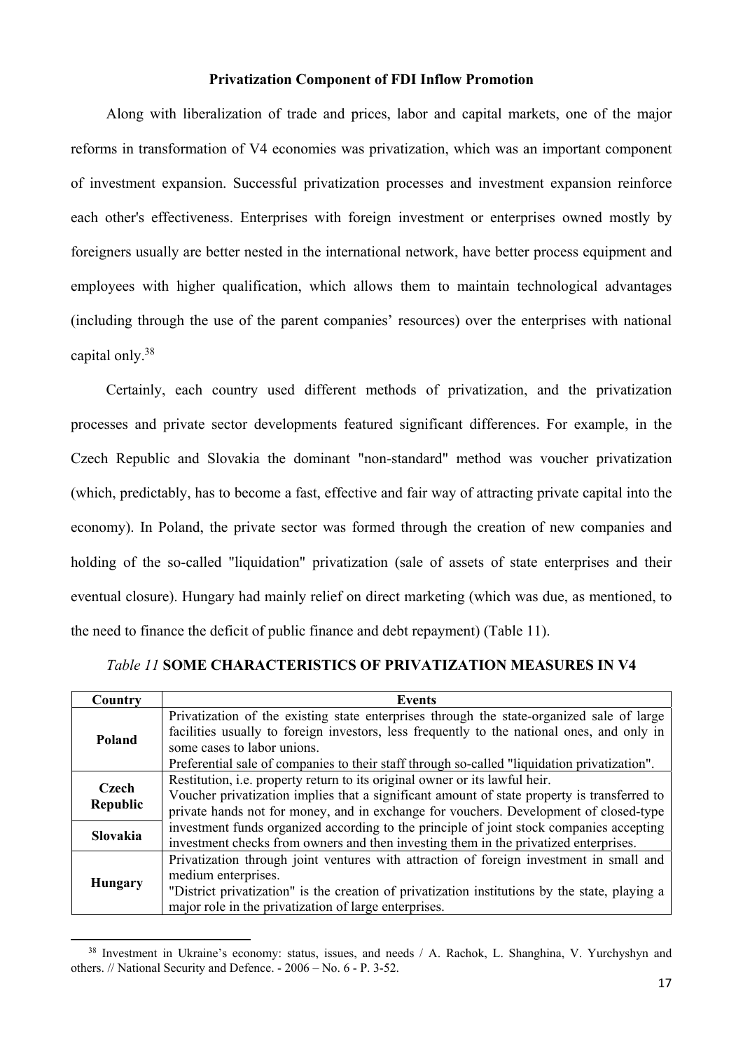**Privatization Component of FDI Inflow Promotion**

Along with liberalization of trade and prices, labor and capital markets, one of the major reforms in transformation of V4 economies was privatization, which was an important component of investment expansion. Successful privatization processes and investment expansion reinforce each other's effectiveness. Enterprises with foreign investment or enterprises owned mostly by foreigners usually are better nested in the international network, have better process equipment and employees with higher qualification, which allows them to maintain technological advantages (including through the use of the parent companies' resources) over the enterprises with national capital only.[38]

Certainly, each country used different methods of privatization, and the privatization processes and private sector developments featured significant differences. For example, in the Czech Republic and Slovakia the dominant "non-standard" method was voucher privatization (which, predictably, has to become a fast, effective and fair way of attracting private capital into the economy). In Poland, the private sector was formed through the creation of new companies and holding of the so-called "liquidation" privatization (sale of assets of state enterprises and their eventual closure). Hungary had mainly relief on direct marketing (which was due, as mentioned, to the need to finance the deficit of public finance and debt repayment) (Table 11).

*Table 11* **SOME CHARACTERISTICS OF PRIVATIZATION MEASURES IN V4**

| Country | Events |
|---|---|
| **Poland** | Privatization of the existing state enterprises through the state-organized sale of large facilities usually to foreign investors, less frequently to the national ones, and only in some cases to labor unions.<br>Preferential sale of companies to their staff through so-called "liquidation privatization". |
| **Czech Republic** | Restitution, i.e. property return to its original owner or its lawful heir.<br>Voucher privatization implies that a significant amount of state property is transferred to private hands not for money, and in exchange for vouchers. Development of closed-type investment funds organized according to the principle of joint stock companies accepting investment checks from owners and then investing them in the privatized enterprises. |
| **Slovakia** | |
| **Hungary** | Privatization through joint ventures with attraction of foreign investment in small and medium enterprises.<br>"District privatization" is the creation of privatization institutions by the state, playing a major role in the privatization of large enterprises. |

[38] Investment in Ukraine's economy: status, issues, and needs / A. Rachok, L. Shanghina, V. Yurchyshyn and others. // National Security and Defence. - 2006 – No. 6 - P. 3-52.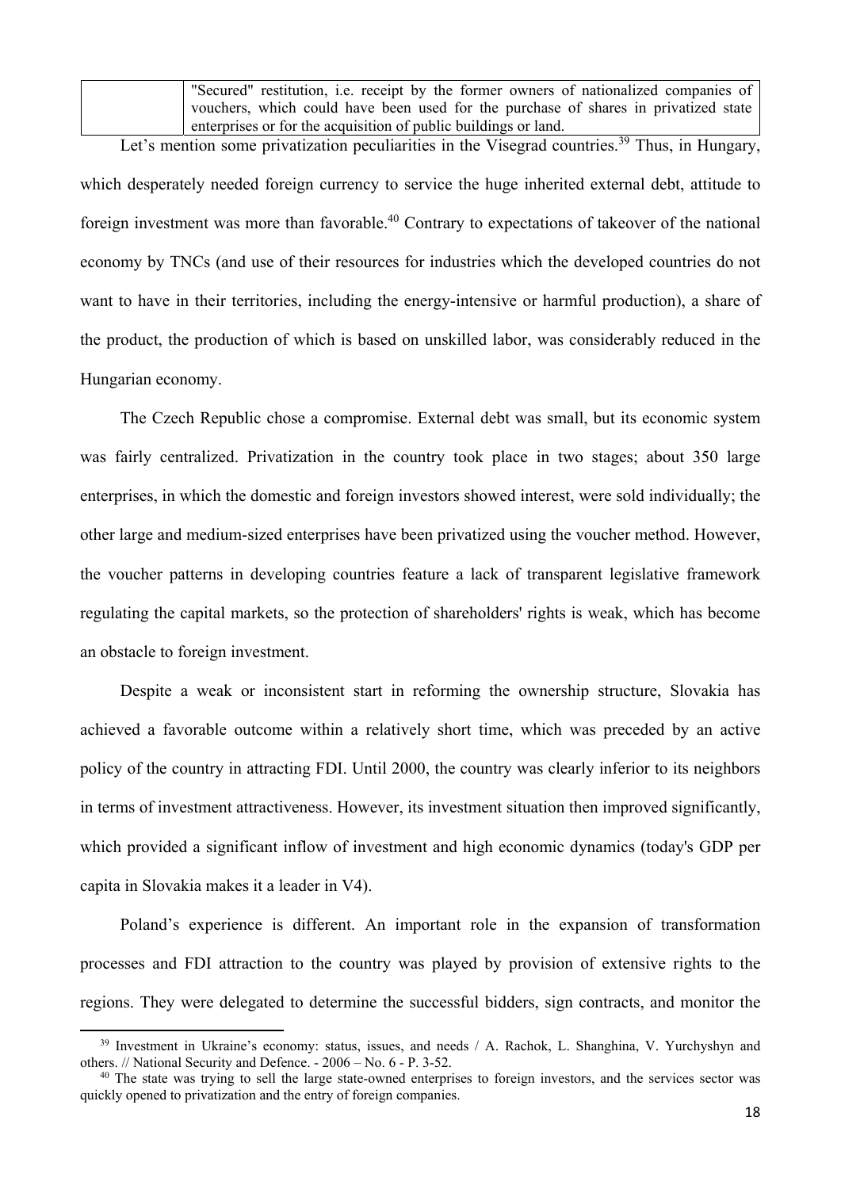|  | "Secured" restitution, i.e. receipt by the former owners of nationalized companies of vouchers, which could have been used for the purchase of shares in privatized state enterprises or for the acquisition of public buildings or land. |
| --- | --- |

Let's mention some privatization peculiarities in the Visegrad countries.[39] Thus, in Hungary, which desperately needed foreign currency to service the huge inherited external debt, attitude to foreign investment was more than favorable.[40] Contrary to expectations of takeover of the national economy by TNCs (and use of their resources for industries which the developed countries do not want to have in their territories, including the energy-intensive or harmful production), a share of the product, the production of which is based on unskilled labor, was considerably reduced in the Hungarian economy.

The Czech Republic chose a compromise. External debt was small, but its economic system was fairly centralized. Privatization in the country took place in two stages; about 350 large enterprises, in which the domestic and foreign investors showed interest, were sold individually; the other large and medium-sized enterprises have been privatized using the voucher method. However, the voucher patterns in developing countries feature a lack of transparent legislative framework regulating the capital markets, so the protection of shareholders' rights is weak, which has become an obstacle to foreign investment.

Despite a weak or inconsistent start in reforming the ownership structure, Slovakia has achieved a favorable outcome within a relatively short time, which was preceded by an active policy of the country in attracting FDI. Until 2000, the country was clearly inferior to its neighbors in terms of investment attractiveness. However, its investment situation then improved significantly, which provided a significant inflow of investment and high economic dynamics (today's GDP per capita in Slovakia makes it a leader in V4).

Poland's experience is different. An important role in the expansion of transformation processes and FDI attraction to the country was played by provision of extensive rights to the regions. They were delegated to determine the successful bidders, sign contracts, and monitor the

[39] Investment in Ukraine's economy: status, issues, and needs / A. Rachok, L. Shanghina, V. Yurchyshyn and others. // National Security and Defence. - 2006 – No. 6 - P. 3-52.

[40] The state was trying to sell the large state-owned enterprises to foreign investors, and the services sector was quickly opened to privatization and the entry of foreign companies.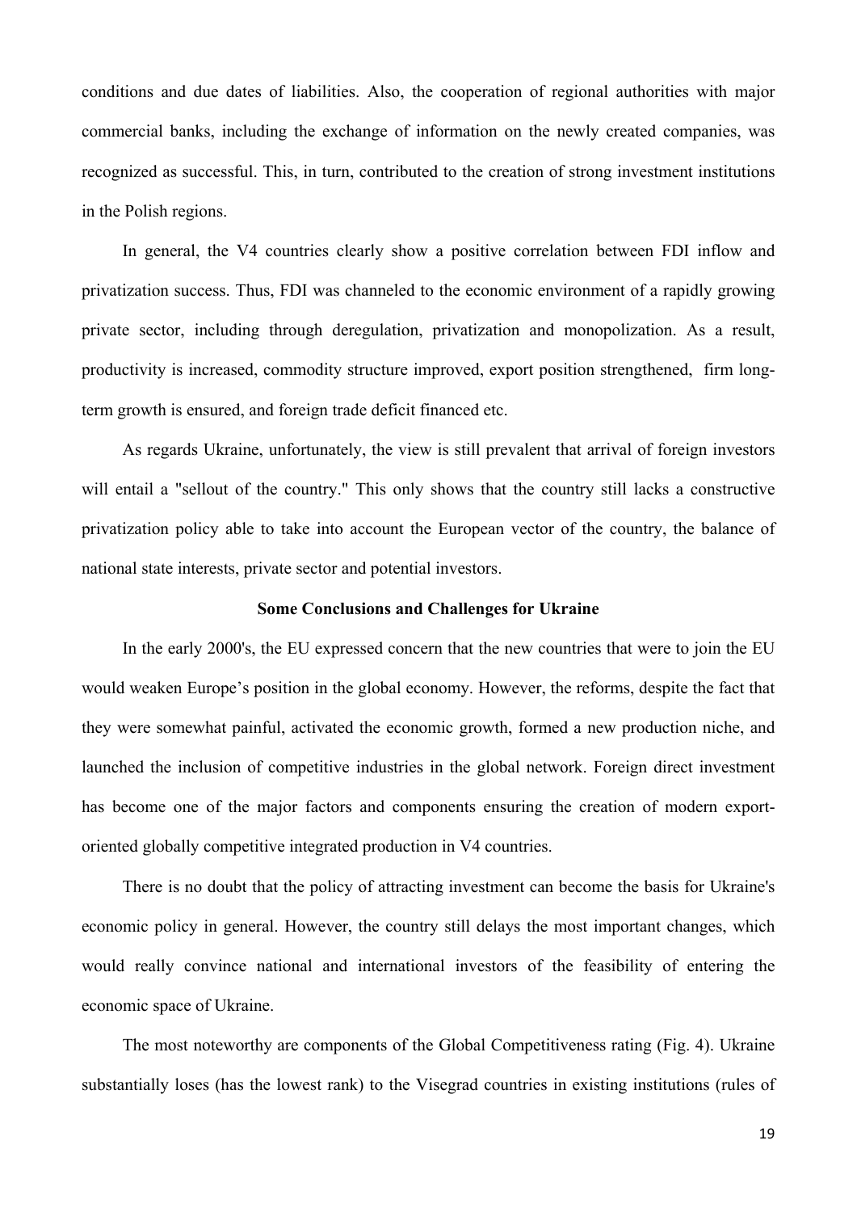conditions and due dates of liabilities. Also, the cooperation of regional authorities with major commercial banks, including the exchange of information on the newly created companies, was recognized as successful. This, in turn, contributed to the creation of strong investment institutions in the Polish regions.

In general, the V4 countries clearly show a positive correlation between FDI inflow and privatization success. Thus, FDI was channeled to the economic environment of a rapidly growing private sector, including through deregulation, privatization and monopolization. As a result, productivity is increased, commodity structure improved, export position strengthened, firm long-term growth is ensured, and foreign trade deficit financed etc.

As regards Ukraine, unfortunately, the view is still prevalent that arrival of foreign investors will entail a "sellout of the country." This only shows that the country still lacks a constructive privatization policy able to take into account the European vector of the country, the balance of national state interests, private sector and potential investors.

**Some Conclusions and Challenges for Ukraine**

In the early 2000's, the EU expressed concern that the new countries that were to join the EU would weaken Europe's position in the global economy. However, the reforms, despite the fact that they were somewhat painful, activated the economic growth, formed a new production niche, and launched the inclusion of competitive industries in the global network. Foreign direct investment has become one of the major factors and components ensuring the creation of modern export-oriented globally competitive integrated production in V4 countries.

There is no doubt that the policy of attracting investment can become the basis for Ukraine's economic policy in general. However, the country still delays the most important changes, which would really convince national and international investors of the feasibility of entering the economic space of Ukraine.

The most noteworthy are components of the Global Competitiveness rating (Fig. 4). Ukraine substantially loses (has the lowest rank) to the Visegrad countries in existing institutions (rules of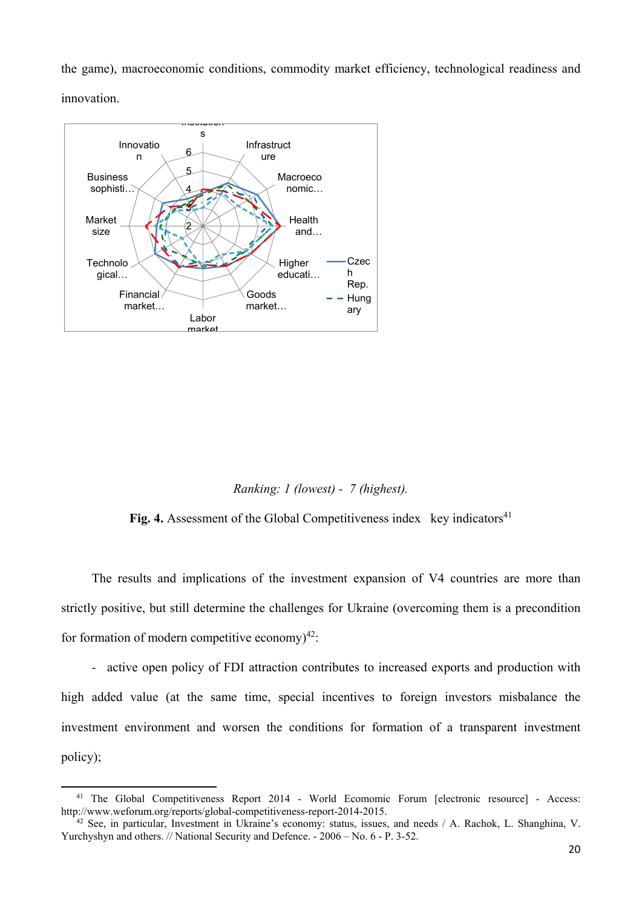the game), macroeconomic conditions, commodity market efficiency, technological readiness and innovation.

*Ranking: 1 (lowest) - 7 (highest).*

**Fig. 4.** Assessment of the Global Competitiveness index key indicators[41]

The results and implications of the investment expansion of V4 countries are more than strictly positive, but still determine the challenges for Ukraine (overcoming them is a precondition for formation of modern competitive economy)[42]:

- active open policy of FDI attraction contributes to increased exports and production with high added value (at the same time, special incentives to foreign investors misbalance the investment environment and worsen the conditions for formation of a transparent investment policy);

---

[41] The Global Competitiveness Report 2014 - World Ecomomic Forum [electronic resource] - Access: http://www.weforum.org/reports/global-competitiveness-report-2014-2015.

[42] See, in particular, Investment in Ukraine's economy: status, issues, and needs / A. Rachok, L. Shanghina, V. Yurchyshyn and others. // National Security and Defence. - 2006 – No. 6 - P. 3-52.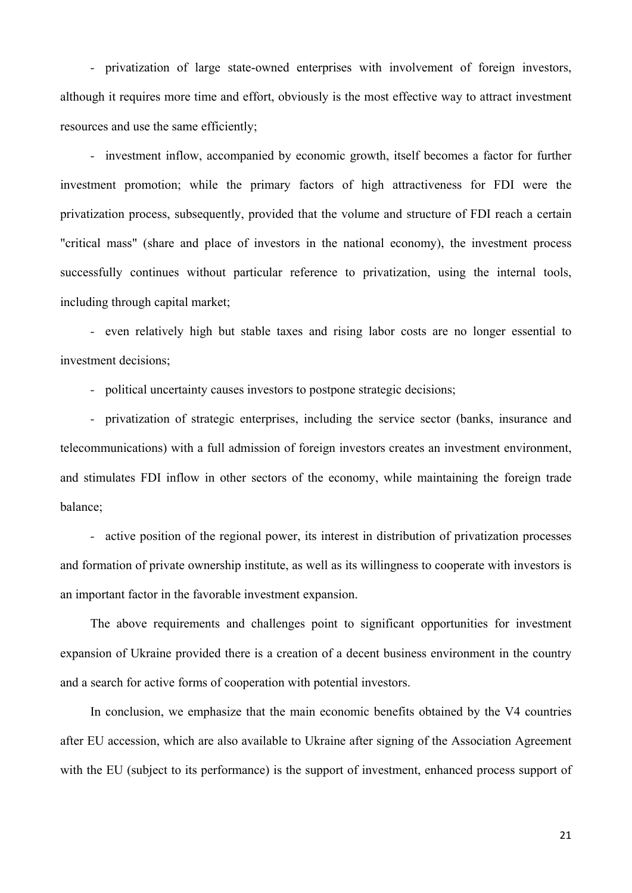- privatization of large state-owned enterprises with involvement of foreign investors, although it requires more time and effort, obviously is the most effective way to attract investment resources and use the same efficiently;

- investment inflow, accompanied by economic growth, itself becomes a factor for further investment promotion; while the primary factors of high attractiveness for FDI were the privatization process, subsequently, provided that the volume and structure of FDI reach a certain "critical mass" (share and place of investors in the national economy), the investment process successfully continues without particular reference to privatization, using the internal tools, including through capital market;

- even relatively high but stable taxes and rising labor costs are no longer essential to investment decisions;

- political uncertainty causes investors to postpone strategic decisions;

- privatization of strategic enterprises, including the service sector (banks, insurance and telecommunications) with a full admission of foreign investors creates an investment environment, and stimulates FDI inflow in other sectors of the economy, while maintaining the foreign trade balance;

- active position of the regional power, its interest in distribution of privatization processes and formation of private ownership institute, as well as its willingness to cooperate with investors is an important factor in the favorable investment expansion.

The above requirements and challenges point to significant opportunities for investment expansion of Ukraine provided there is a creation of a decent business environment in the country and a search for active forms of cooperation with potential investors.

In conclusion, we emphasize that the main economic benefits obtained by the V4 countries after EU accession, which are also available to Ukraine after signing of the Association Agreement with the EU (subject to its performance) is the support of investment, enhanced process support of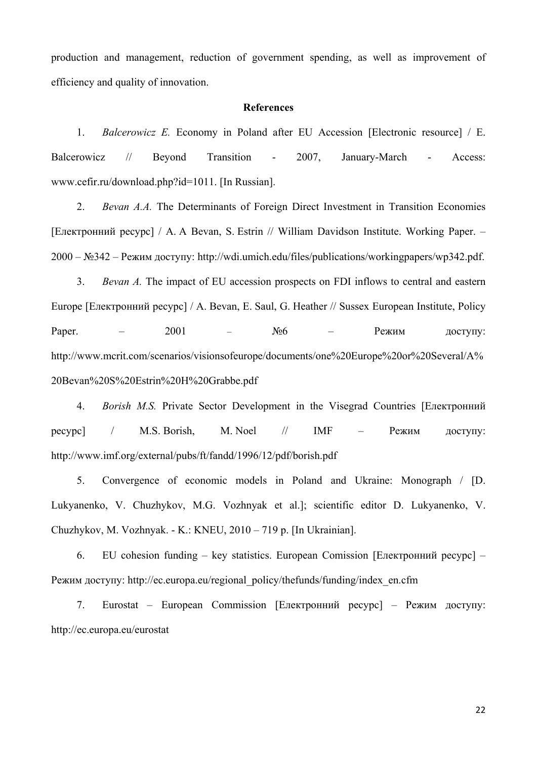production and management, reduction of government spending, as well as improvement of efficiency and quality of innovation.

**References**

1. *Balcerowicz E.* Economy in Poland after EU Accession [Electronic resource] / E. Balcerowicz // Beyond Transition - 2007, January-March - Access: www.cefir.ru/download.php?id=1011. [In Russian].

2. *Bevan A.A.* The Determinants of Foreign Direct Investment in Transition Economies [Електронний ресурс] / A. A Bevan, S. Estrin // William Davidson Institute. Working Paper. – 2000 – №342 – Режим доступу: http://wdi.umich.edu/files/publications/workingpapers/wp342.pdf.

3. *Bevan A.* The impact of EU accession prospects on FDI inflows to central and eastern Europe [Електронний ресурс] / A. Bevan, E. Saul, G. Heather // Sussex European Institute, Policy Paper. – 2001 – №6 – Режим доступу: http://www.mcrit.com/scenarios/visionsofeurope/documents/one%20Europe%20or%20Several/A%20Bevan%20S%20Estrin%20H%20Grabbe.pdf

4. *Borish M.S.* Private Sector Development in the Visegrad Countries [Електронний ресурс] / M.S. Borish, M. Noel // IMF – Режим доступу: http://www.imf.org/external/pubs/ft/fandd/1996/12/pdf/borish.pdf

5. Convergence of economic models in Poland and Ukraine: Monograph / [D. Lukyanenko, V. Chuzhykov, M.G. Vozhnyak et al.]; scientific editor D. Lukyanenko, V. Chuzhykov, M. Vozhnyak. - K.: KNEU, 2010 – 719 p. [In Ukrainian].

6. EU cohesion funding – key statistics. European Comission [Електронний ресурс] – Режим доступу: http://ec.europa.eu/regional_policy/thefunds/funding/index_en.cfm

7. Eurostat – European Commission [Електронний ресурс] – Режим доступу: http://ec.europa.eu/eurostat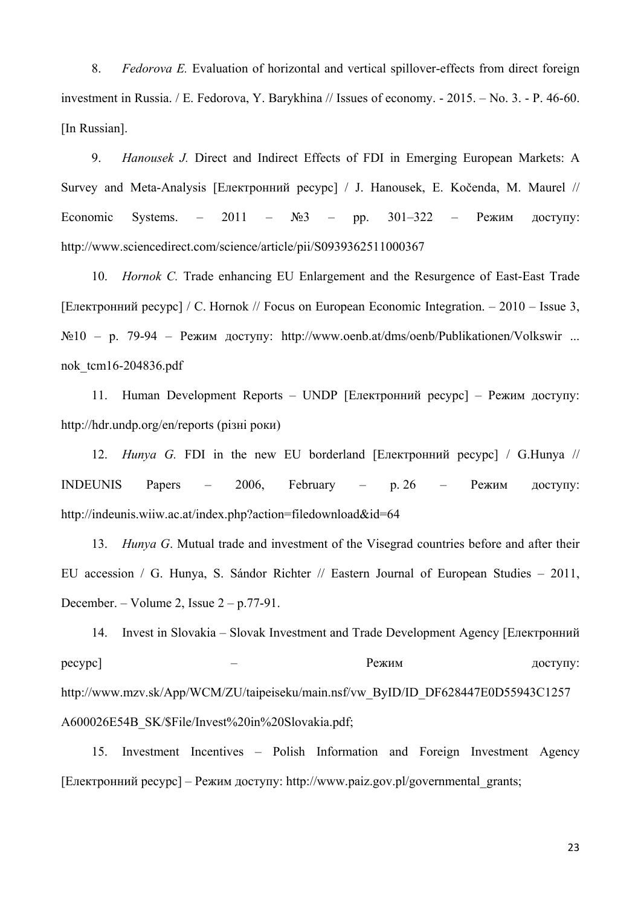8. *Fedorova E.* Evaluation of horizontal and vertical spillover-effects from direct foreign investment in Russia. / E. Fedorova, Y. Barykhina // Issues of economy. - 2015. – No. 3. - P. 46-60. [In Russian].

9. *Hanousek J.* Direct and Indirect Effects of FDI in Emerging European Markets: A Survey and Meta-Analysis [Електронний ресурс] / J. Hanousek, E. Kočenda, M. Maurel // Economic Systems. – 2011 – №3 – pp. 301–322 – Режим доступу: http://www.sciencedirect.com/science/article/pii/S0939362511000367

10. *Hornok C.* Trade enhancing EU Enlargement and the Resurgence of East-East Trade [Електронний ресурс] / C. Hornok // Focus on European Economic Integration. – 2010 – Issue 3, №10 – p. 79-94 – Режим доступу: http://www.oenb.at/dms/oenb/Publikationen/Volkswir ... nok_tcm16-204836.pdf

11. Human Development Reports – UNDP [Електронний ресурс] – Режим доступу: http://hdr.undp.org/en/reports (різні роки)

12. *Hunya G.* FDI in the new EU borderland [Електронний ресурс] / G.Hunya // INDEUNIS Papers – 2006, February – p. 26 – Режим доступу: http://indeunis.wiiw.ac.at/index.php?action=filedownload&id=64

13. *Hunya G*. Mutual trade and investment of the Visegrad countries before and after their EU accession / G. Hunya, S. Sándor Richter // Eastern Journal of European Studies – 2011, December. – Volume 2, Issue 2 – p.77-91.

14. Invest in Slovakia – Slovak Investment and Trade Development Agency [Електронний ресурс] – Режим доступу: http://www.mzv.sk/App/WCM/ZU/taipeiseku/main.nsf/vw_ByID/ID_DF628447E0D55943C1257A600026E54B_SK/$File/Invest%20in%20Slovakia.pdf;

15. Investment Incentives – Polish Information and Foreign Investment Agency [Електронний ресурс] – Режим доступу: http://www.paiz.gov.pl/governmental_grants;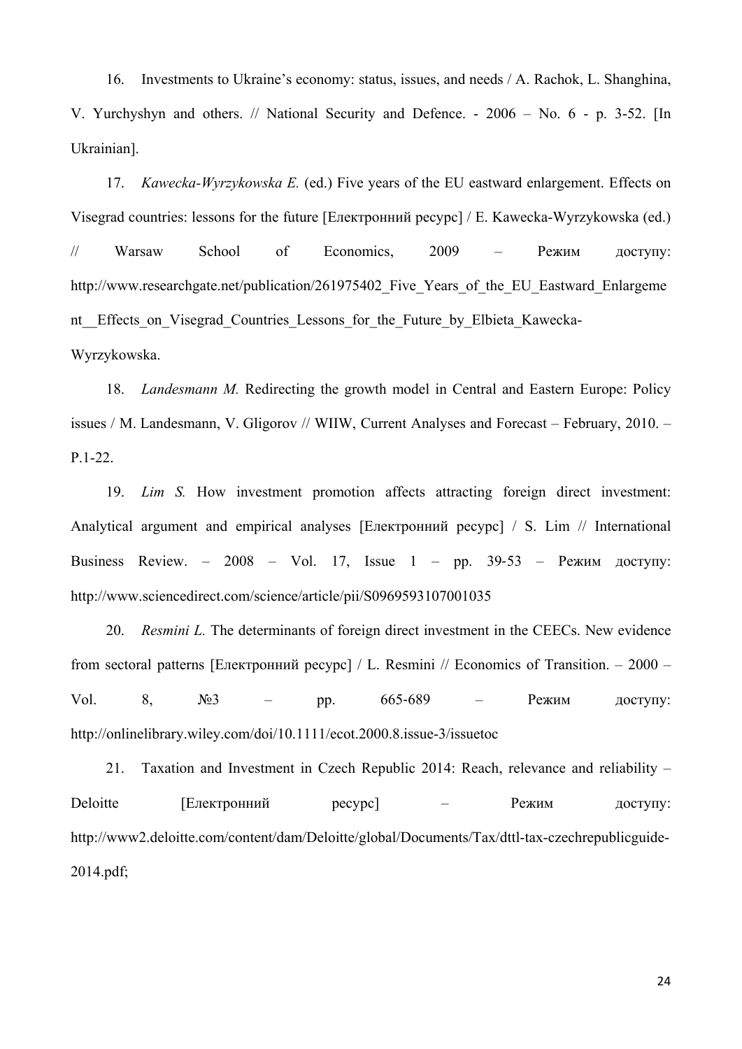16. Investments to Ukraine's economy: status, issues, and needs / A. Rachok, L. Shanghina, V. Yurchyshyn and others. // National Security and Defence. - 2006 – No. 6 - p. 3-52. [In Ukrainian].

17. *Kawecka-Wyrzykowska E.* (ed.) Five years of the EU eastward enlargement. Effects on Visegrad countries: lessons for the future [Електронний ресурс] / E. Kawecka-Wyrzykowska (ed.) // Warsaw School of Economics, 2009 – Режим доступу: http://www.researchgate.net/publication/261975402_Five_Years_of_the_EU_Eastward_Enlargement__Effects_on_Visegrad_Countries_Lessons_for_the_Future_by_Elbieta_Kawecka-Wyrzykowska.

18. *Landesmann M.* Redirecting the growth model in Central and Eastern Europe: Policy issues / M. Landesmann, V. Gligorov // WIIW, Current Analyses and Forecast – February, 2010. – P.1-22.

19. *Lim S.* How investment promotion affects attracting foreign direct investment: Analytical argument and empirical analyses [Електронний ресурс] / S. Lim // International Business Review. – 2008 – Vol. 17, Issue 1 – pp. 39-53 – Режим доступу: http://www.sciencedirect.com/science/article/pii/S0969593107001035

20. *Resmini L.* The determinants of foreign direct investment in the CEECs. New evidence from sectoral patterns [Електронний ресурс] / L. Resmini // Economics of Transition. – 2000 – Vol. 8, №3 – pp. 665-689 – Режим доступу: http://onlinelibrary.wiley.com/doi/10.1111/ecot.2000.8.issue-3/issuetoc

21. Taxation and Investment in Czech Republic 2014: Reach, relevance and reliability – Deloitte [Електронний ресурс] – Режим доступу: http://www2.deloitte.com/content/dam/Deloitte/global/Documents/Tax/dttl-tax-czechrepublicguide-2014.pdf;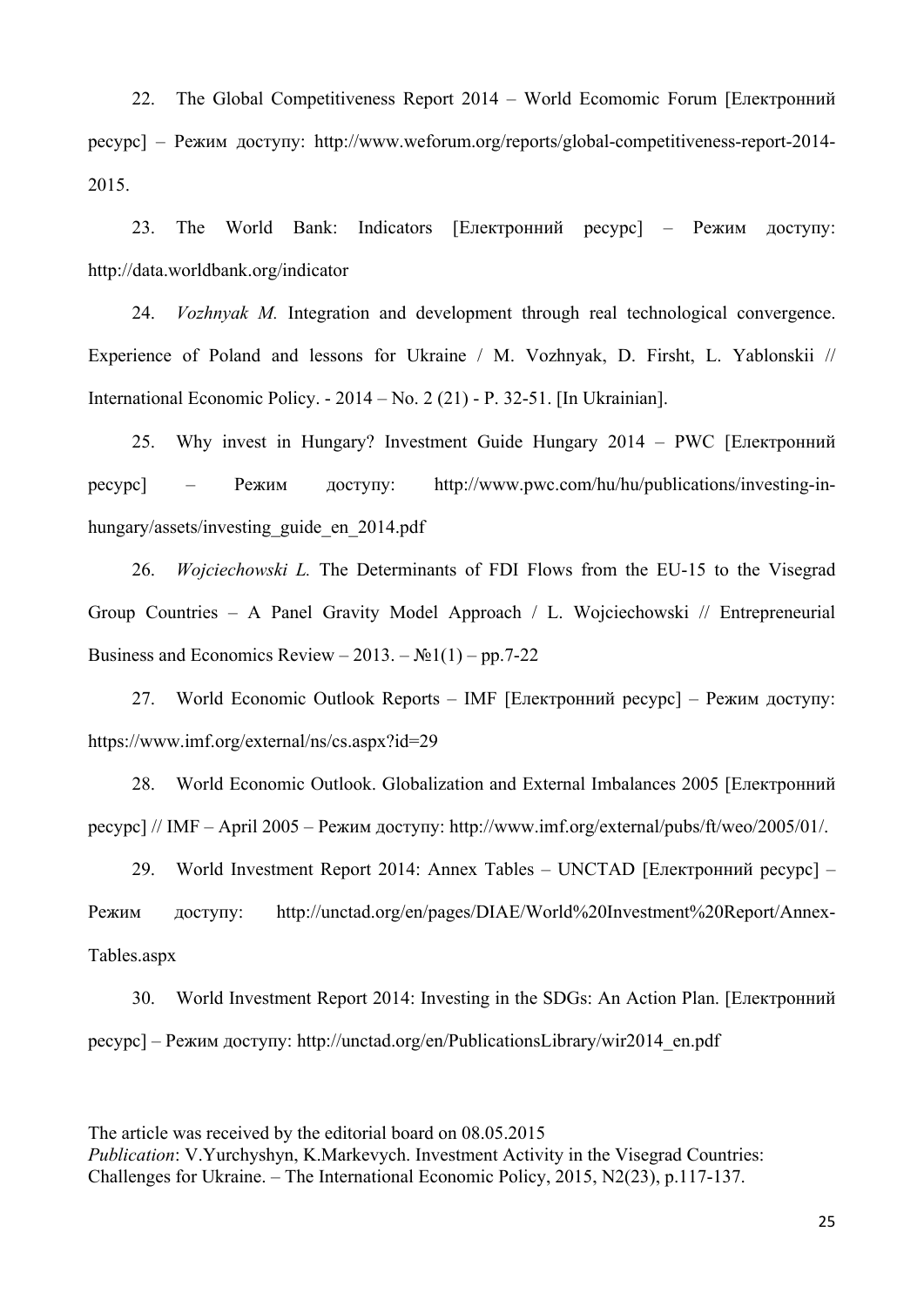22. The Global Competitiveness Report 2014 – World Ecomomic Forum [Електронний ресурс] – Режим доступу: http://www.weforum.org/reports/global-competitiveness-report-2014-2015.

23. The World Bank: Indicators [Електронний ресурс] – Режим доступу: http://data.worldbank.org/indicator

24. *Vozhnyak M.* Integration and development through real technological convergence. Experience of Poland and lessons for Ukraine / M. Vozhnyak, D. Firsht, L. Yablonskii // International Economic Policy. - 2014 – No. 2 (21) - P. 32-51. [In Ukrainian].

25. Why invest in Hungary? Investment Guide Hungary 2014 – PWC [Електронний ресурс] – Режим доступу: http://www.pwc.com/hu/hu/publications/investing-in-hungary/assets/investing_guide_en_2014.pdf

26. *Wojciechowski L.* The Determinants of FDI Flows from the EU-15 to the Visegrad Group Countries – A Panel Gravity Model Approach / L. Wojciechowski // Entrepreneurial Business and Economics Review – 2013. – №1(1) – pp.7-22

27. World Economic Outlook Reports – IMF [Електронний ресурс] – Режим доступу: https://www.imf.org/external/ns/cs.aspx?id=29

28. World Economic Outlook. Globalization and External Imbalances 2005 [Електронний ресурс] // IMF – April 2005 – Режим доступу: http://www.imf.org/external/pubs/ft/weo/2005/01/.

29. World Investment Report 2014: Annex Tables – UNCTAD [Електронний ресурс] – Режим доступу: http://unctad.org/en/pages/DIAE/World%20Investment%20Report/Annex-Tables.aspx

30. World Investment Report 2014: Investing in the SDGs: An Action Plan. [Електронний ресурс] – Режим доступу: http://unctad.org/en/PublicationsLibrary/wir2014_en.pdf

The article was received by the editorial board on 08.05.2015
*Publication*: V.Yurchyshyn, K.Markevych. Investment Activity in the Visegrad Countries: Challenges for Ukraine. – The International Economic Policy, 2015, N2(23), p.117-137.